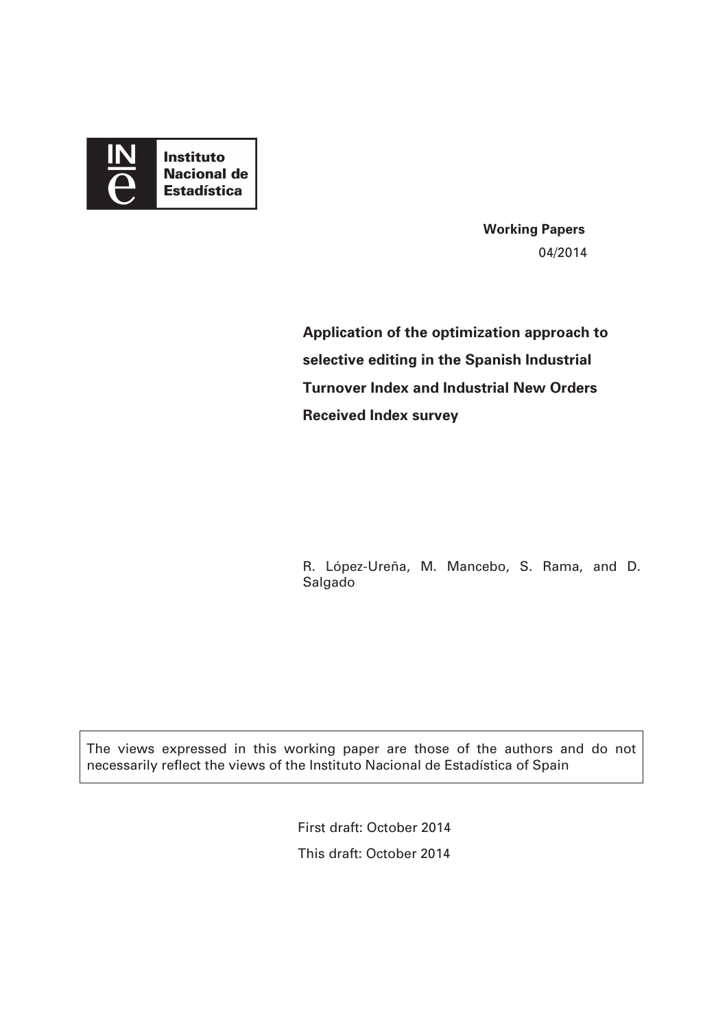Instituto Nacional de Estadística

**Working Papers**

04/2014

# Application of the optimization approach to selective editing in the Spanish Industrial Turnover Index and Industrial New Orders Received Index survey

R. López-Ureña, M. Mancebo, S. Rama, and D. Salgado

The views expressed in this working paper are those of the authors and do not necessarily reflect the views of the Instituto Nacional de Estadística of Spain

First draft: October 2014

This draft: October 2014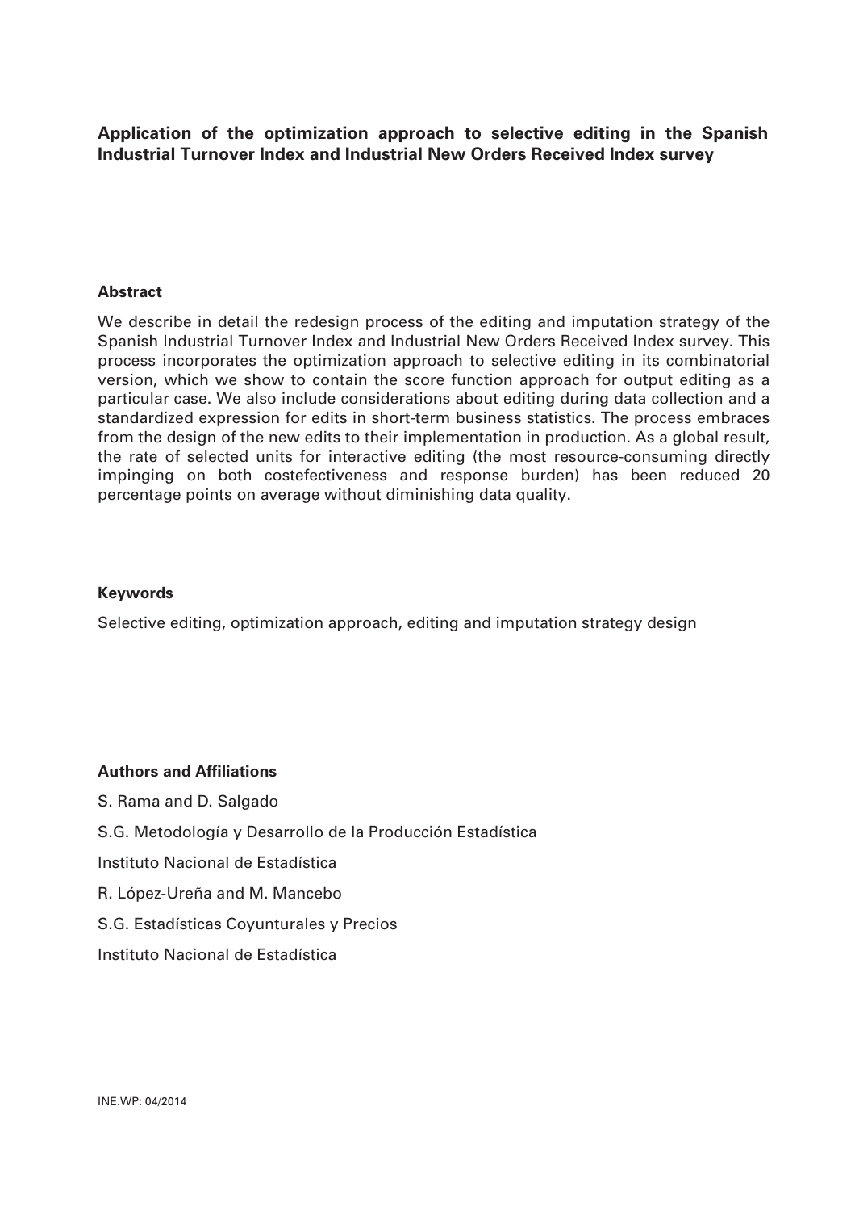**Application of the optimization approach to selective editing in the Spanish Industrial Turnover Index and Industrial New Orders Received Index survey**

**Abstract**

We describe in detail the redesign process of the editing and imputation strategy of the Spanish Industrial Turnover Index and Industrial New Orders Received Index survey. This process incorporates the optimization approach to selective editing in its combinatorial version, which we show to contain the score function approach for output editing as a particular case. We also include considerations about editing during data collection and a standardized expression for edits in short-term business statistics. The process embraces from the design of the new edits to their implementation in production. As a global result, the rate of selected units for interactive editing (the most resource-consuming directly impinging on both costefectiveness and response burden) has been reduced 20 percentage points on average without diminishing data quality.

**Keywords**

Selective editing, optimization approach, editing and imputation strategy design

**Authors and Affiliations**

S. Rama and D. Salgado

S.G. Metodología y Desarrollo de la Producción Estadística

Instituto Nacional de Estadística

R. López-Ureña and M. Mancebo

S.G. Estadísticas Coyunturales y Precios

Instituto Nacional de Estadística

INE.WP: 04/2014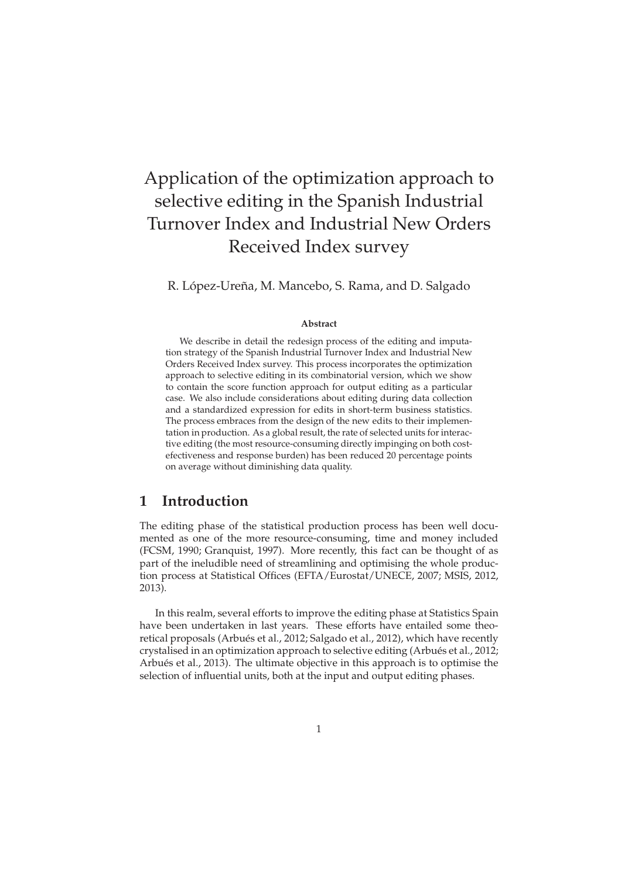# Application of the optimization approach to selective editing in the Spanish Industrial Turnover Index and Industrial New Orders Received Index survey

R. López-Ureña, M. Mancebo, S. Rama, and D. Salgado

**Abstract**

We describe in detail the redesign process of the editing and imputation strategy of the Spanish Industrial Turnover Index and Industrial New Orders Received Index survey. This process incorporates the optimization approach to selective editing in its combinatorial version, which we show to contain the score function approach for output editing as a particular case. We also include considerations about editing during data collection and a standardized expression for edits in short-term business statistics. The process embraces from the design of the new edits to their implementation in production. As a global result, the rate of selected units for interactive editing (the most resource-consuming directly impinging on both cost-efectiveness and response burden) has been reduced 20 percentage points on average without diminishing data quality.

## 1 Introduction

The editing phase of the statistical production process has been well documented as one of the more resource-consuming, time and money included (FCSM, 1990; Granquist, 1997). More recently, this fact can be thought of as part of the ineludible need of streamlining and optimising the whole production process at Statistical Offices (EFTA/Eurostat/UNECE, 2007; MSIS, 2012, 2013).

In this realm, several efforts to improve the editing phase at Statistics Spain have been undertaken in last years. These efforts have entailed some theoretical proposals (Arbués et al., 2012; Salgado et al., 2012), which have recently crystalised in an optimization approach to selective editing (Arbués et al., 2012; Arbués et al., 2013). The ultimate objective in this approach is to optimise the selection of influential units, both at the input and output editing phases.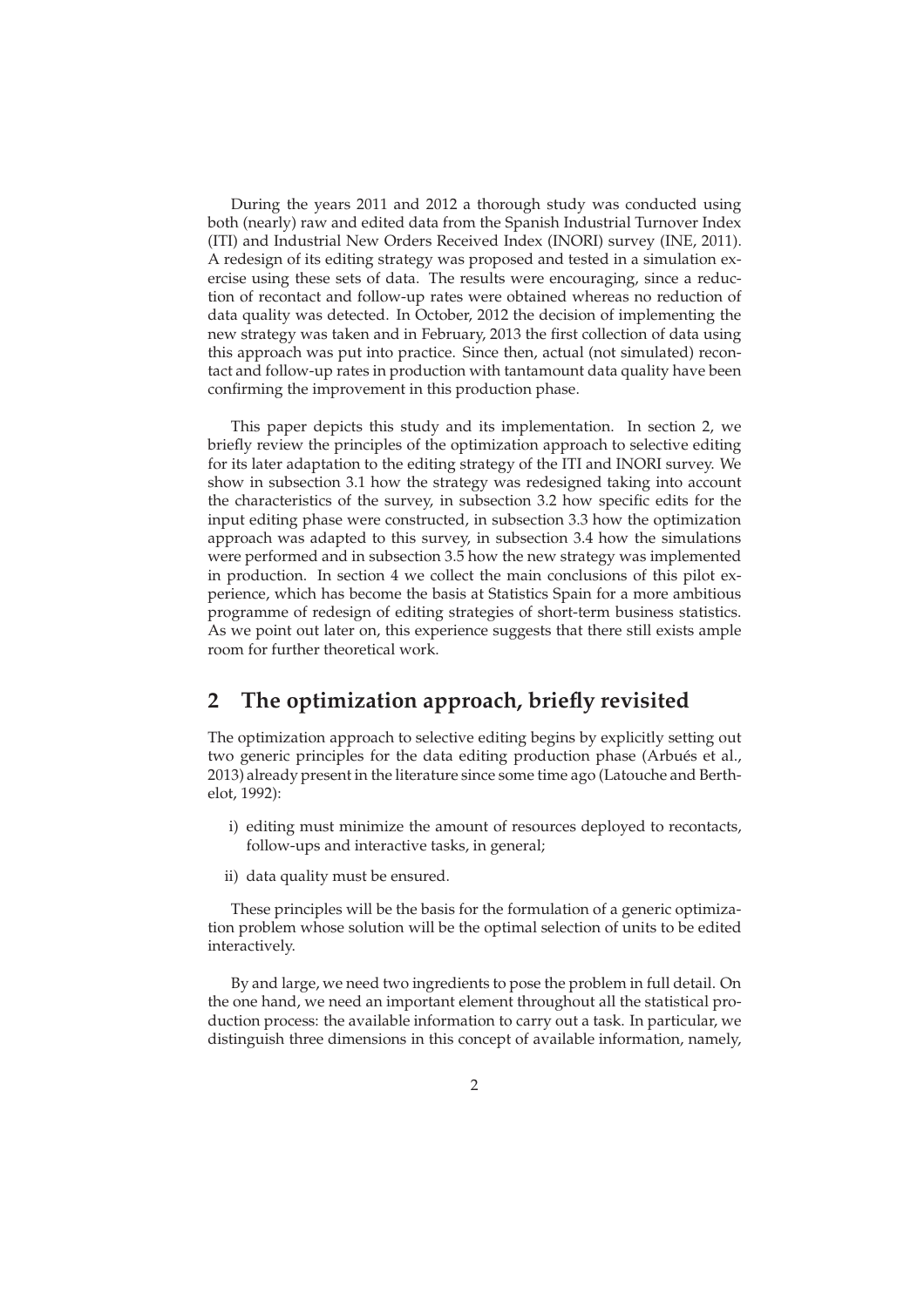During the years 2011 and 2012 a thorough study was conducted using both (nearly) raw and edited data from the Spanish Industrial Turnover Index (ITI) and Industrial New Orders Received Index (INORI) survey (INE, 2011). A redesign of its editing strategy was proposed and tested in a simulation exercise using these sets of data. The results were encouraging, since a reduction of recontact and follow-up rates were obtained whereas no reduction of data quality was detected. In October, 2012 the decision of implementing the new strategy was taken and in February, 2013 the first collection of data using this approach was put into practice. Since then, actual (not simulated) recontact and follow-up rates in production with tantamount data quality have been confirming the improvement in this production phase.

This paper depicts this study and its implementation. In section 2, we briefly review the principles of the optimization approach to selective editing for its later adaptation to the editing strategy of the ITI and INORI survey. We show in subsection 3.1 how the strategy was redesigned taking into account the characteristics of the survey, in subsection 3.2 how specific edits for the input editing phase were constructed, in subsection 3.3 how the optimization approach was adapted to this survey, in subsection 3.4 how the simulations were performed and in subsection 3.5 how the new strategy was implemented in production. In section 4 we collect the main conclusions of this pilot experience, which has become the basis at Statistics Spain for a more ambitious programme of redesign of editing strategies of short-term business statistics. As we point out later on, this experience suggests that there still exists ample room for further theoretical work.

## 2 The optimization approach, briefly revisited

The optimization approach to selective editing begins by explicitly setting out two generic principles for the data editing production phase (Arbués et al., 2013) already present in the literature since some time ago (Latouche and Berthelot, 1992):

i) editing must minimize the amount of resources deployed to recontacts, follow-ups and interactive tasks, in general;

ii) data quality must be ensured.

These principles will be the basis for the formulation of a generic optimization problem whose solution will be the optimal selection of units to be edited interactively.

By and large, we need two ingredients to pose the problem in full detail. On the one hand, we need an important element throughout all the statistical production process: the available information to carry out a task. In particular, we distinguish three dimensions in this concept of available information, namely,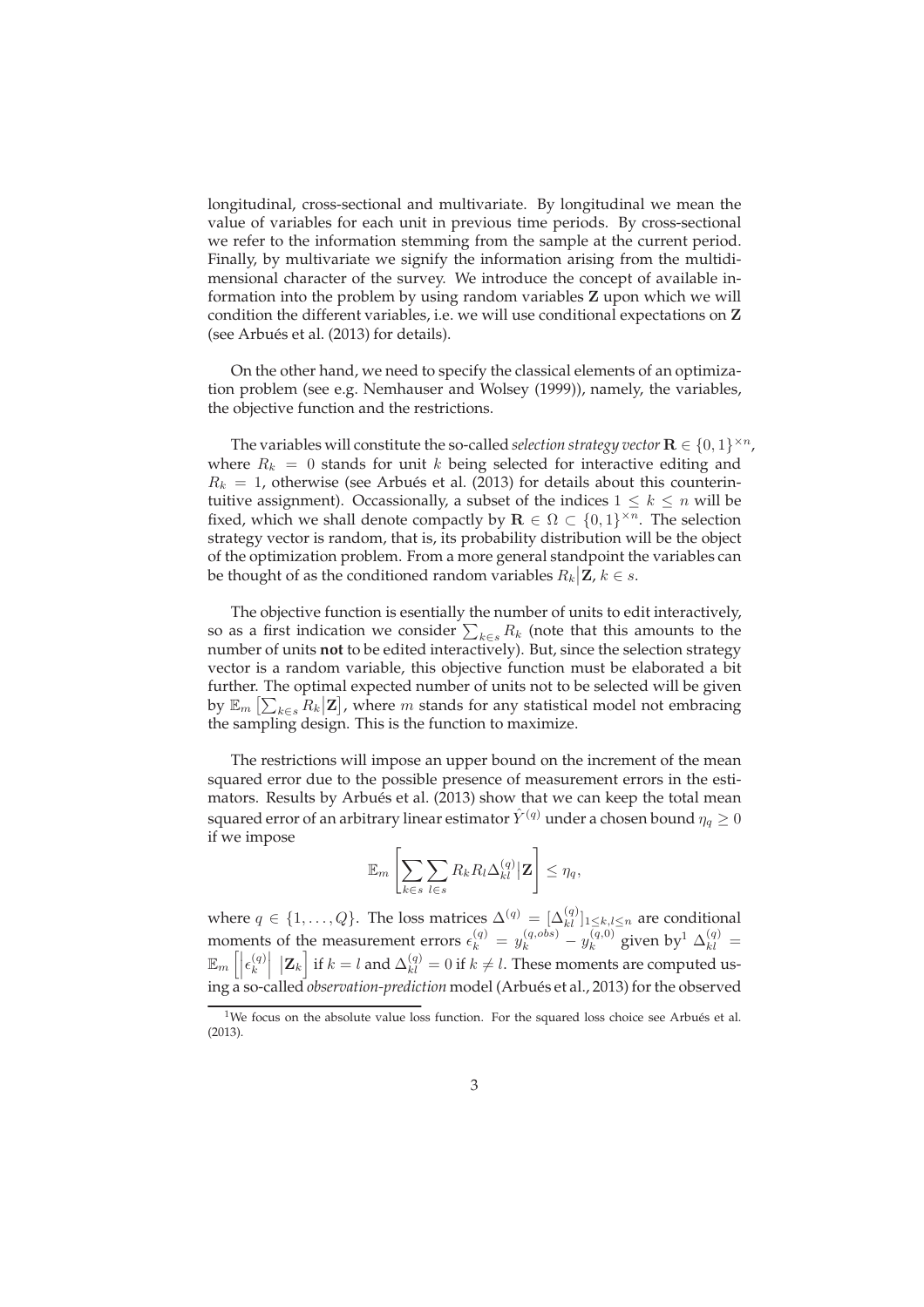longitudinal, cross-sectional and multivariate. By longitudinal we mean the value of variables for each unit in previous time periods. By cross-sectional we refer to the information stemming from the sample at the current period. Finally, by multivariate we signify the information arising from the multidimensional character of the survey. We introduce the concept of available information into the problem by using random variables $\mathbf{Z}$ upon which we will condition the different variables, i.e. we will use conditional expectations on $\mathbf{Z}$ (see Arbués et al. (2013) for details).

On the other hand, we need to specify the classical elements of an optimization problem (see e.g. Nemhauser and Wolsey (1999)), namely, the variables, the objective function and the restrictions.

The variables will constitute the so-called *selection strategy vector* $\mathbf{R} \in \{0,1\}^{\times n}$, where $R_k = 0$ stands for unit $k$ being selected for interactive editing and $R_k = 1$, otherwise (see Arbués et al. (2013) for details about this counterintuitive assignment). Occassionally, a subset of the indices $1 \leq k \leq n$ will be fixed, which we shall denote compactly by $\mathbf{R} \in \Omega \subset \{0,1\}^{\times n}$. The selection strategy vector is random, that is, its probability distribution will be the object of the optimization problem. From a more general standpoint the variables can be thought of as the conditioned random variables $R_k \big| \mathbf{Z}$, $k \in s$.

The objective function is esentially the number of units to edit interactively, so as a first indication we consider $\sum_{k \in s} R_k$ (note that this amounts to the number of units **not** to be edited interactively). But, since the selection strategy vector is a random variable, this objective function must be elaborated a bit further. The optimal expected number of units not to be selected will be given by $\mathbb{E}_m\left[\sum_{k \in s} R_k \big| \mathbf{Z}\right]$, where $m$ stands for any statistical model not embracing the sampling design. This is the function to maximize.

The restrictions will impose an upper bound on the increment of the mean squared error due to the possible presence of measurement errors in the estimators. Results by Arbués et al. (2013) show that we can keep the total mean squared error of an arbitrary linear estimator $\hat{Y}^{(q)}$ under a chosen bound $\eta_q \geq 0$ if we impose

$$\mathbb{E}_m\left[\sum_{k \in s}\sum_{l \in s} R_k R_l \Delta_{kl}^{(q)} \big| \mathbf{Z}\right] \leq \eta_q,$$

where $q \in \{1, \ldots, Q\}$. The loss matrices $\Delta^{(q)} = [\Delta_{kl}^{(q)}]_{1 \leq k,l \leq n}$ are conditional moments of the measurement errors $\epsilon_k^{(q)} = y_k^{(q,obs)} - y_k^{(q,0)}$ given by[1] $\Delta_{kl}^{(q)} = \mathbb{E}_m\left[\left|\epsilon_k^{(q)}\right| \big| \mathbf{Z}_k\right]$ if $k = l$ and $\Delta_{kl}^{(q)} = 0$ if $k \neq l$. These moments are computed using a so-called *observation-prediction* model (Arbués et al., 2013) for the observed

[1] We focus on the absolute value loss function. For the squared loss choice see Arbués et al. (2013).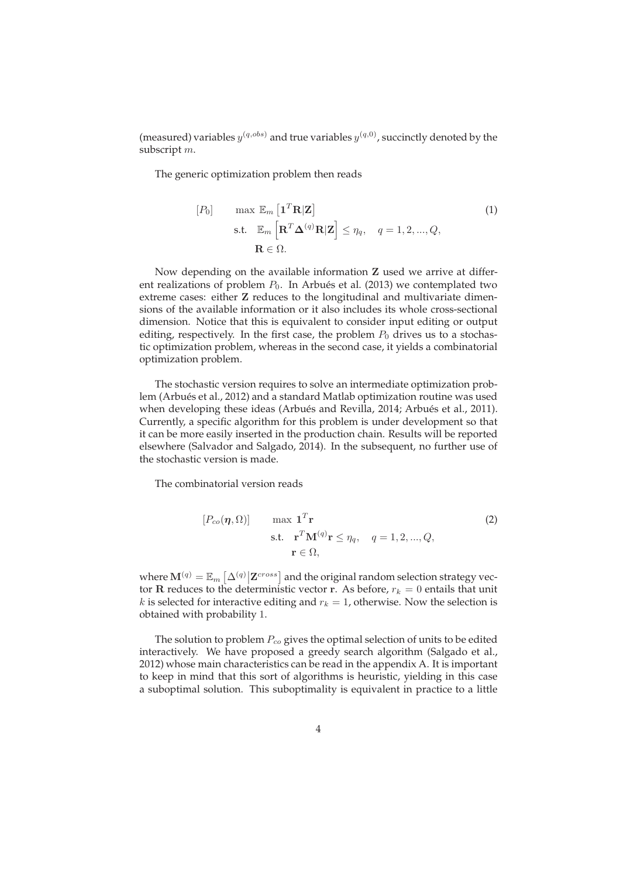(measured) variables $y^{(q,obs)}$ and true variables $y^{(q,0)}$, succinctly denoted by the subscript $m$.

The generic optimization problem then reads

$$
\begin{aligned}
[P_0] \qquad & \max \ \mathbb{E}_m \left[ \mathbf{1}^T \mathbf{R} | \mathbf{Z} \right] \\
\text{s.t.} \quad & \mathbb{E}_m \left[ \mathbf{R}^T \mathbf{\Delta}^{(q)} \mathbf{R} | \mathbf{Z} \right] \leq \eta_q, \quad q = 1, 2, ..., Q, \\
& \mathbf{R} \in \Omega.
\end{aligned} \tag{1}
$$

Now depending on the available information $\mathbf{Z}$ used we arrive at different realizations of problem $P_0$. In Arbués et al. (2013) we contemplated two extreme cases: either $\mathbf{Z}$ reduces to the longitudinal and multivariate dimensions of the available information or it also includes its whole cross-sectional dimension. Notice that this is equivalent to consider input editing or output editing, respectively. In the first case, the problem $P_0$ drives us to a stochastic optimization problem, whereas in the second case, it yields a combinatorial optimization problem.

The stochastic version requires to solve an intermediate optimization problem (Arbués et al., 2012) and a standard Matlab optimization routine was used when developing these ideas (Arbués and Revilla, 2014; Arbués et al., 2011). Currently, a specific algorithm for this problem is under development so that it can be more easily inserted in the production chain. Results will be reported elsewhere (Salvador and Salgado, 2014). In the subsequent, no further use of the stochastic version is made.

The combinatorial version reads

$$
\begin{aligned}
[P_{co}(\boldsymbol{\eta}, \Omega)] \qquad & \max \ \mathbf{1}^T \mathbf{r} \\
\text{s.t.} \quad & \mathbf{r}^T \mathbf{M}^{(q)} \mathbf{r} \leq \eta_q, \quad q = 1, 2, ..., Q, \\
& \mathbf{r} \in \Omega,
\end{aligned} \tag{2}
$$

where $\mathbf{M}^{(q)} = \mathbb{E}_m \left[ \Delta^{(q)} | \mathbf{Z}^{cross} \right]$ and the original random selection strategy vector $\mathbf{R}$ reduces to the deterministic vector $\mathbf{r}$. As before, $r_k = 0$ entails that unit $k$ is selected for interactive editing and $r_k = 1$, otherwise. Now the selection is obtained with probability 1.

The solution to problem $P_{co}$ gives the optimal selection of units to be edited interactively. We have proposed a greedy search algorithm (Salgado et al., 2012) whose main characteristics can be read in the appendix A. It is important to keep in mind that this sort of algorithms is heuristic, yielding in this case a suboptimal solution. This suboptimality is equivalent in practice to a little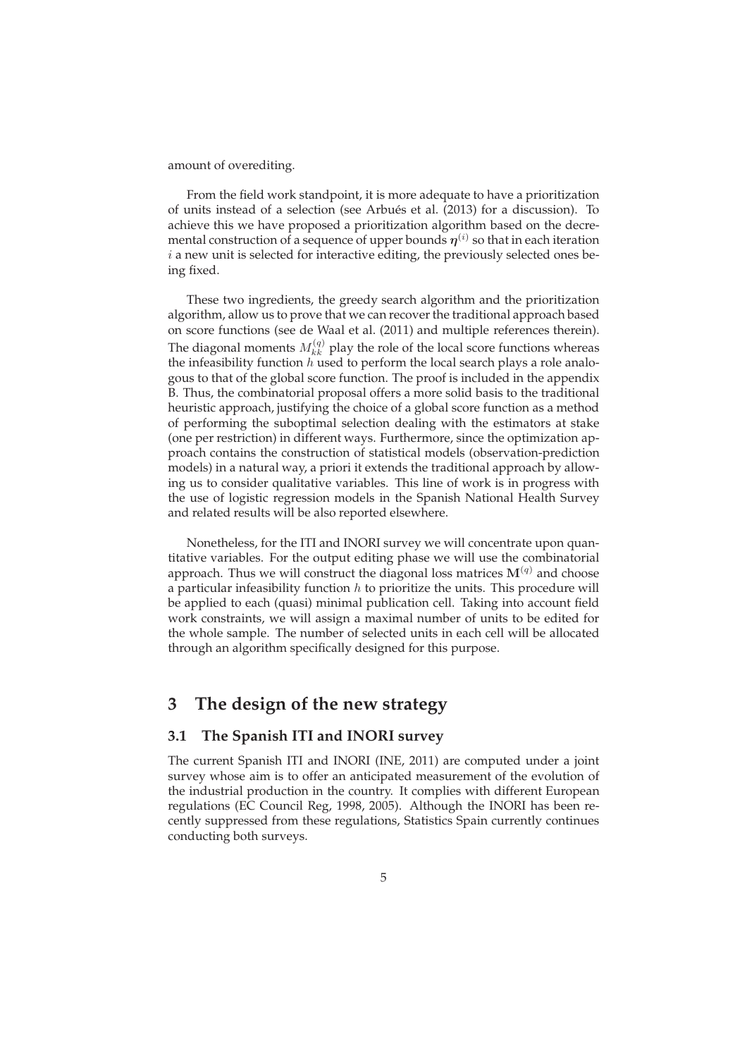amount of overediting.

From the field work standpoint, it is more adequate to have a prioritization of units instead of a selection (see Arbués et al. (2013) for a discussion). To achieve this we have proposed a prioritization algorithm based on the decremental construction of a sequence of upper bounds $\boldsymbol{\eta}^{(i)}$ so that in each iteration $i$ a new unit is selected for interactive editing, the previously selected ones being fixed.

These two ingredients, the greedy search algorithm and the prioritization algorithm, allow us to prove that we can recover the traditional approach based on score functions (see de Waal et al. (2011) and multiple references therein). The diagonal moments $M_{kk}^{(q)}$ play the role of the local score functions whereas the infeasibility function $h$ used to perform the local search plays a role analogous to that of the global score function. The proof is included in the appendix B. Thus, the combinatorial proposal offers a more solid basis to the traditional heuristic approach, justifying the choice of a global score function as a method of performing the suboptimal selection dealing with the estimators at stake (one per restriction) in different ways. Furthermore, since the optimization approach contains the construction of statistical models (observation-prediction models) in a natural way, a priori it extends the traditional approach by allowing us to consider qualitative variables. This line of work is in progress with the use of logistic regression models in the Spanish National Health Survey and related results will be also reported elsewhere.

Nonetheless, for the ITI and INORI survey we will concentrate upon quantitative variables. For the output editing phase we will use the combinatorial approach. Thus we will construct the diagonal loss matrices $\mathbf{M}^{(q)}$ and choose a particular infeasibility function $h$ to prioritize the units. This procedure will be applied to each (quasi) minimal publication cell. Taking into account field work constraints, we will assign a maximal number of units to be edited for the whole sample. The number of selected units in each cell will be allocated through an algorithm specifically designed for this purpose.

# 3 The design of the new strategy

## 3.1 The Spanish ITI and INORI survey

The current Spanish ITI and INORI (INE, 2011) are computed under a joint survey whose aim is to offer an anticipated measurement of the evolution of the industrial production in the country. It complies with different European regulations (EC Council Reg, 1998, 2005). Although the INORI has been recently suppressed from these regulations, Statistics Spain currently continues conducting both surveys.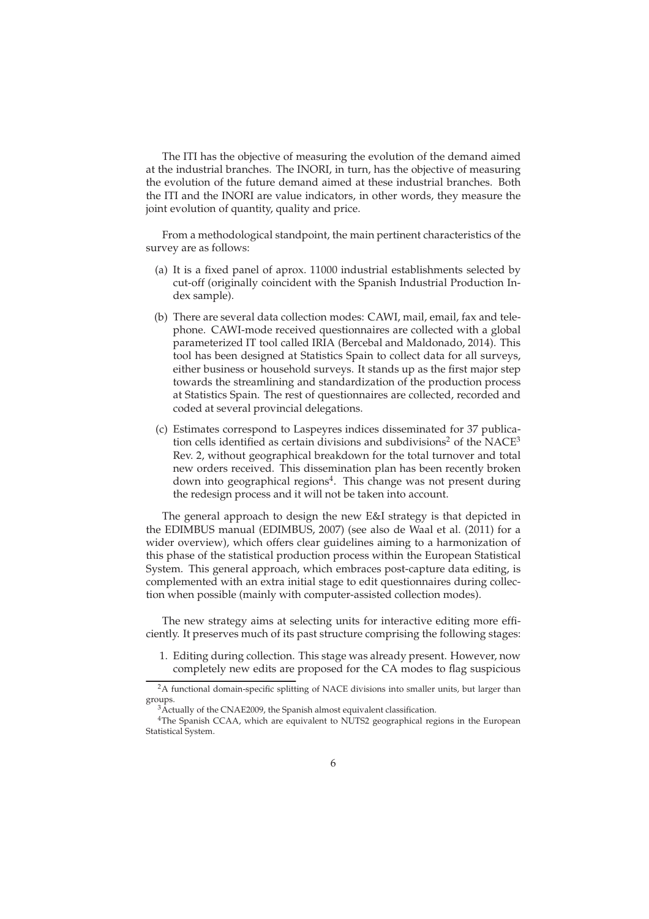The ITI has the objective of measuring the evolution of the demand aimed at the industrial branches. The INORI, in turn, has the objective of measuring the evolution of the future demand aimed at these industrial branches. Both the ITI and the INORI are value indicators, in other words, they measure the joint evolution of quantity, quality and price.

From a methodological standpoint, the main pertinent characteristics of the survey are as follows:

(a) It is a fixed panel of aprox. 11000 industrial establishments selected by cut-off (originally coincident with the Spanish Industrial Production Index sample).

(b) There are several data collection modes: CAWI, mail, email, fax and telephone. CAWI-mode received questionnaires are collected with a global parameterized IT tool called IRIA (Bercebal and Maldonado, 2014). This tool has been designed at Statistics Spain to collect data for all surveys, either business or household surveys. It stands up as the first major step towards the streamlining and standardization of the production process at Statistics Spain. The rest of questionnaires are collected, recorded and coded at several provincial delegations.

(c) Estimates correspond to Laspeyres indices disseminated for 37 publication cells identified as certain divisions and subdivisions[2] of the NACE[3] Rev. 2, without geographical breakdown for the total turnover and total new orders received. This dissemination plan has been recently broken down into geographical regions[4]. This change was not present during the redesign process and it will not be taken into account.

The general approach to design the new E&I strategy is that depicted in the EDIMBUS manual (EDIMBUS, 2007) (see also de Waal et al. (2011) for a wider overview), which offers clear guidelines aiming to a harmonization of this phase of the statistical production process within the European Statistical System. This general approach, which embraces post-capture data editing, is complemented with an extra initial stage to edit questionnaires during collection when possible (mainly with computer-assisted collection modes).

The new strategy aims at selecting units for interactive editing more efficiently. It preserves much of its past structure comprising the following stages:

1. Editing during collection. This stage was already present. However, now completely new edits are proposed for the CA modes to flag suspicious

---

[2] A functional domain-specific splitting of NACE divisions into smaller units, but larger than groups.

[3] Actually of the CNAE2009, the Spanish almost equivalent classification.

[4] The Spanish CCAA, which are equivalent to NUTS2 geographical regions in the European Statistical System.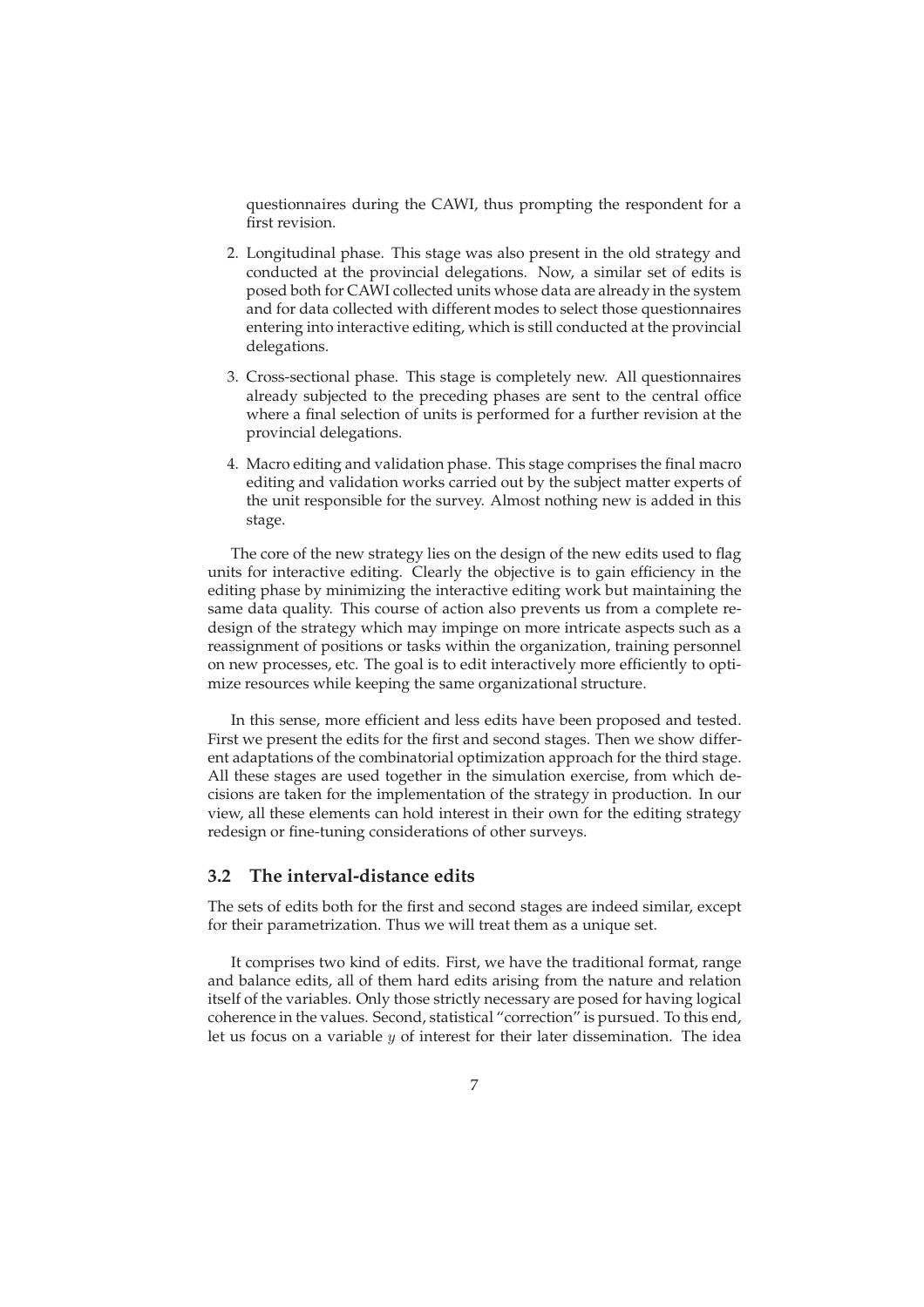questionnaires during the CAWI, thus prompting the respondent for a first revision.

2. Longitudinal phase. This stage was also present in the old strategy and conducted at the provincial delegations. Now, a similar set of edits is posed both for CAWI collected units whose data are already in the system and for data collected with different modes to select those questionnaires entering into interactive editing, which is still conducted at the provincial delegations.

3. Cross-sectional phase. This stage is completely new. All questionnaires already subjected to the preceding phases are sent to the central office where a final selection of units is performed for a further revision at the provincial delegations.

4. Macro editing and validation phase. This stage comprises the final macro editing and validation works carried out by the subject matter experts of the unit responsible for the survey. Almost nothing new is added in this stage.

The core of the new strategy lies on the design of the new edits used to flag units for interactive editing. Clearly the objective is to gain efficiency in the editing phase by minimizing the interactive editing work but maintaining the same data quality. This course of action also prevents us from a complete redesign of the strategy which may impinge on more intricate aspects such as a reassignment of positions or tasks within the organization, training personnel on new processes, etc. The goal is to edit interactively more efficiently to optimize resources while keeping the same organizational structure.

In this sense, more efficient and less edits have been proposed and tested. First we present the edits for the first and second stages. Then we show different adaptations of the combinatorial optimization approach for the third stage. All these stages are used together in the simulation exercise, from which decisions are taken for the implementation of the strategy in production. In our view, all these elements can hold interest in their own for the editing strategy redesign or fine-tuning considerations of other surveys.

### 3.2 The interval-distance edits

The sets of edits both for the first and second stages are indeed similar, except for their parametrization. Thus we will treat them as a unique set.

It comprises two kind of edits. First, we have the traditional format, range and balance edits, all of them hard edits arising from the nature and relation itself of the variables. Only those strictly necessary are posed for having logical coherence in the values. Second, statistical "correction" is pursued. To this end, let us focus on a variable $y$ of interest for their later dissemination. The idea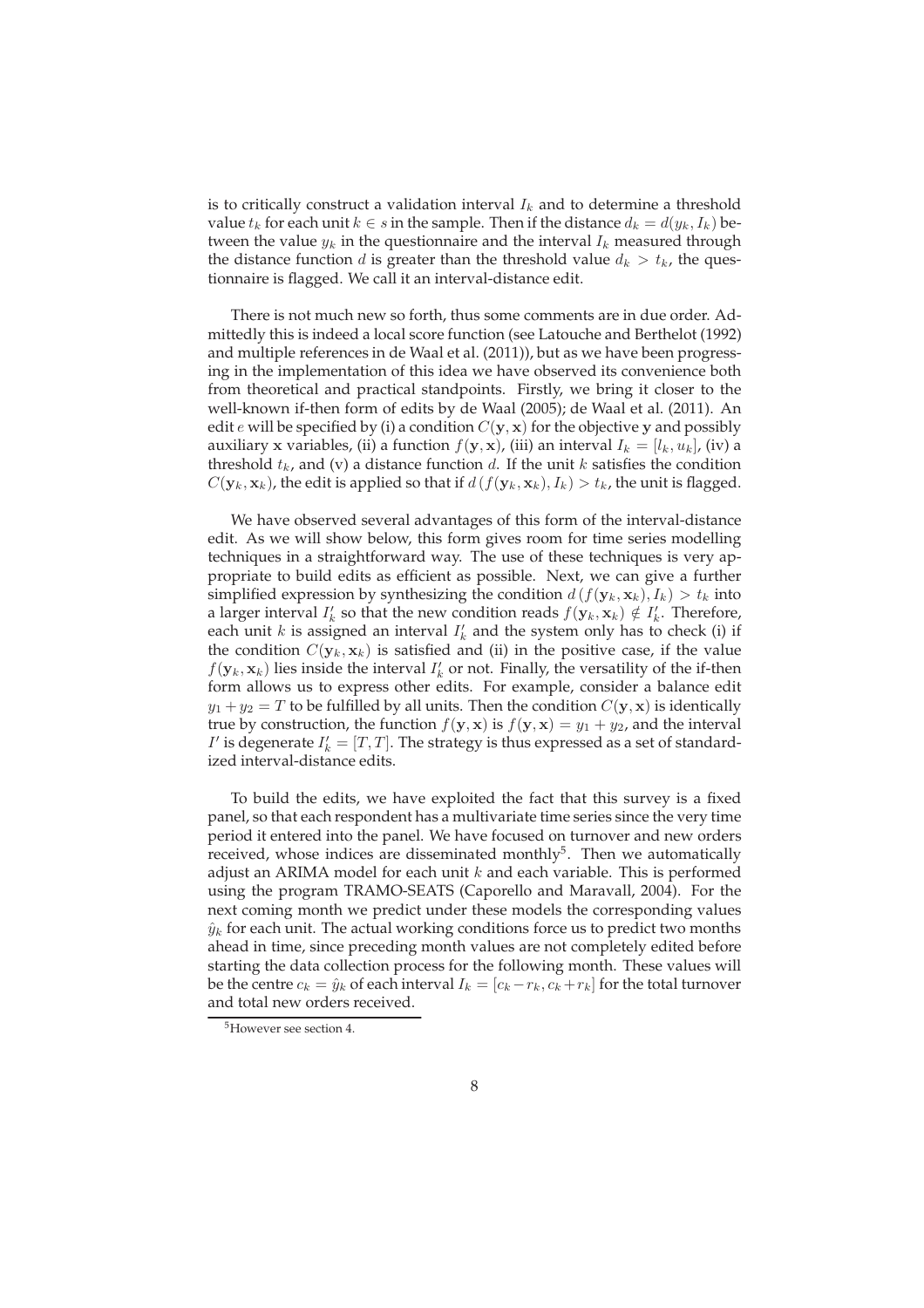is to critically construct a validation interval $I_k$ and to determine a threshold value $t_k$ for each unit $k \in s$ in the sample. Then if the distance $d_k = d(y_k, I_k)$ between the value $y_k$ in the questionnaire and the interval $I_k$ measured through the distance function $d$ is greater than the threshold value $d_k > t_k$, the questionnaire is flagged. We call it an interval-distance edit.

There is not much new so forth, thus some comments are in due order. Admittedly this is indeed a local score function (see Latouche and Berthelot (1992) and multiple references in de Waal et al. (2011)), but as we have been progressing in the implementation of this idea we have observed its convenience both from theoretical and practical standpoints. Firstly, we bring it closer to the well-known if-then form of edits by de Waal (2005); de Waal et al. (2011). An edit $e$ will be specified by (i) a condition $C(\mathbf{y}, \mathbf{x})$ for the objective $\mathbf{y}$ and possibly auxiliary $\mathbf{x}$ variables, (ii) a function $f(\mathbf{y}, \mathbf{x})$, (iii) an interval $I_k = [l_k, u_k]$, (iv) a threshold $t_k$, and (v) a distance function $d$. If the unit $k$ satisfies the condition $C(\mathbf{y}_k, \mathbf{x}_k)$, the edit is applied so that if $d\left(f(\mathbf{y}_k, \mathbf{x}_k), I_k\right) > t_k$, the unit is flagged.

We have observed several advantages of this form of the interval-distance edit. As we will show below, this form gives room for time series modelling techniques in a straightforward way. The use of these techniques is very appropriate to build edits as efficient as possible. Next, we can give a further simplified expression by synthesizing the condition $d\left(f(\mathbf{y}_k, \mathbf{x}_k), I_k\right) > t_k$ into a larger interval $I'_k$ so that the new condition reads $f(\mathbf{y}_k, \mathbf{x}_k) \notin I'_k$. Therefore, each unit $k$ is assigned an interval $I'_k$ and the system only has to check (i) if the condition $C(\mathbf{y}_k, \mathbf{x}_k)$ is satisfied and (ii) in the positive case, if the value $f(\mathbf{y}_k, \mathbf{x}_k)$ lies inside the interval $I'_k$ or not. Finally, the versatility of the if-then form allows us to express other edits. For example, consider a balance edit $y_1 + y_2 = T$ to be fulfilled by all units. Then the condition $C(\mathbf{y}, \mathbf{x})$ is identically true by construction, the function $f(\mathbf{y}, \mathbf{x})$ is $f(\mathbf{y}, \mathbf{x}) = y_1 + y_2$, and the interval $I'$ is degenerate $I'_k = [T, T]$. The strategy is thus expressed as a set of standardized interval-distance edits.

To build the edits, we have exploited the fact that this survey is a fixed panel, so that each respondent has a multivariate time series since the very time period it entered into the panel. We have focused on turnover and new orders received, whose indices are disseminated monthly[5]. Then we automatically adjust an ARIMA model for each unit $k$ and each variable. This is performed using the program TRAMO-SEATS (Caporello and Maravall, 2004). For the next coming month we predict under these models the corresponding values $\hat{y}_k$ for each unit. The actual working conditions force us to predict two months ahead in time, since preceding month values are not completely edited before starting the data collection process for the following month. These values will be the centre $c_k = \hat{y}_k$ of each interval $I_k = [c_k - r_k, c_k + r_k]$ for the total turnover and total new orders received.

[5] However see section 4.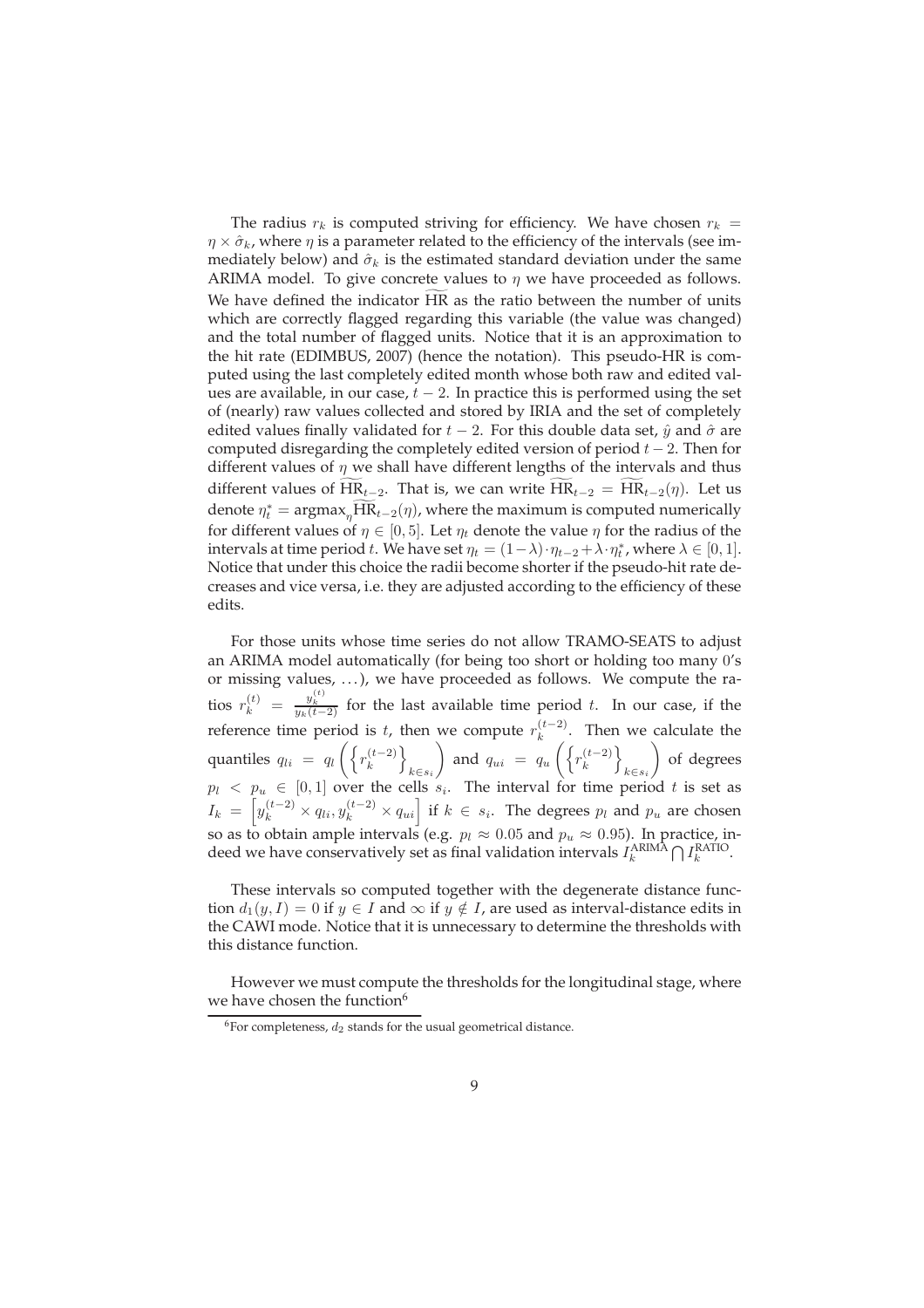The radius $r_k$ is computed striving for efficiency. We have chosen $r_k = \eta \times \hat{\sigma}_k$, where $\eta$ is a parameter related to the efficiency of the intervals (see immediately below) and $\hat{\sigma}_k$ is the estimated standard deviation under the same ARIMA model. To give concrete values to $\eta$ we have proceeded as follows. We have defined the indicator $\widetilde{\text{HR}}$ as the ratio between the number of units which are correctly flagged regarding this variable (the value was changed) and the total number of flagged units. Notice that it is an approximation to the hit rate (EDIMBUS, 2007) (hence the notation). This pseudo-HR is computed using the last completely edited month whose both raw and edited values are available, in our case, $t-2$. In practice this is performed using the set of (nearly) raw values collected and stored by IRIA and the set of completely edited values finally validated for $t-2$. For this double data set, $\hat{y}$ and $\hat{\sigma}$ are computed disregarding the completely edited version of period $t-2$. Then for different values of $\eta$ we shall have different lengths of the intervals and thus different values of $\widetilde{\text{HR}}_{t-2}$. That is, we can write $\widetilde{\text{HR}}_{t-2} = \widetilde{\text{HR}}_{t-2}(\eta)$. Let us denote $\eta_t^* = \text{argmax}_{\eta}\widetilde{\text{HR}}_{t-2}(\eta)$, where the maximum is computed numerically for different values of $\eta \in [0, 5]$. Let $\eta_t$ denote the value $\eta$ for the radius of the intervals at time period $t$. We have set $\eta_t = (1-\lambda) \cdot \eta_{t-2} + \lambda \cdot \eta_t^*$, where $\lambda \in [0, 1]$. Notice that under this choice the radii become shorter if the pseudo-hit rate decreases and vice versa, i.e. they are adjusted according to the efficiency of these edits.

For those units whose time series do not allow TRAMO-SEATS to adjust an ARIMA model automatically (for being too short or holding too many $0$'s or missing values, ...), we have proceeded as follows. We compute the ratios $r_k^{(t)} = \frac{y_k^{(t)}}{y_k(t-2)}$ for the last available time period $t$. In our case, if the reference time period is $t$, then we compute $r_k^{(t-2)}$. Then we calculate the quantiles $q_{li} = q_l\left(\left\{r_k^{(t-2)}\right\}_{k \in s_i}\right)$ and $q_{ui} = q_u\left(\left\{r_k^{(t-2)}\right\}_{k \in s_i}\right)$ of degrees $p_l < p_u \in [0, 1]$ over the cells $s_i$. The interval for time period $t$ is set as $I_k = \left[y_k^{(t-2)} \times q_{li}, y_k^{(t-2)} \times q_{ui}\right]$ if $k \in s_i$. The degrees $p_l$ and $p_u$ are chosen so as to obtain ample intervals (e.g. $p_l \approx 0.05$ and $p_u \approx 0.95$). In practice, indeed we have conservatively set as final validation intervals $I_k^{\text{ARIMA}} \bigcap I_k^{\text{RATIO}}$.

These intervals so computed together with the degenerate distance function $d_1(y, I) = 0$ if $y \in I$ and $\infty$ if $y \notin I$, are used as interval-distance edits in the CAWI mode. Notice that it is unnecessary to determine the thresholds with this distance function.

However we must compute the thresholds for the longitudinal stage, where we have chosen the function[6]

[6] For completeness, $d_2$ stands for the usual geometrical distance.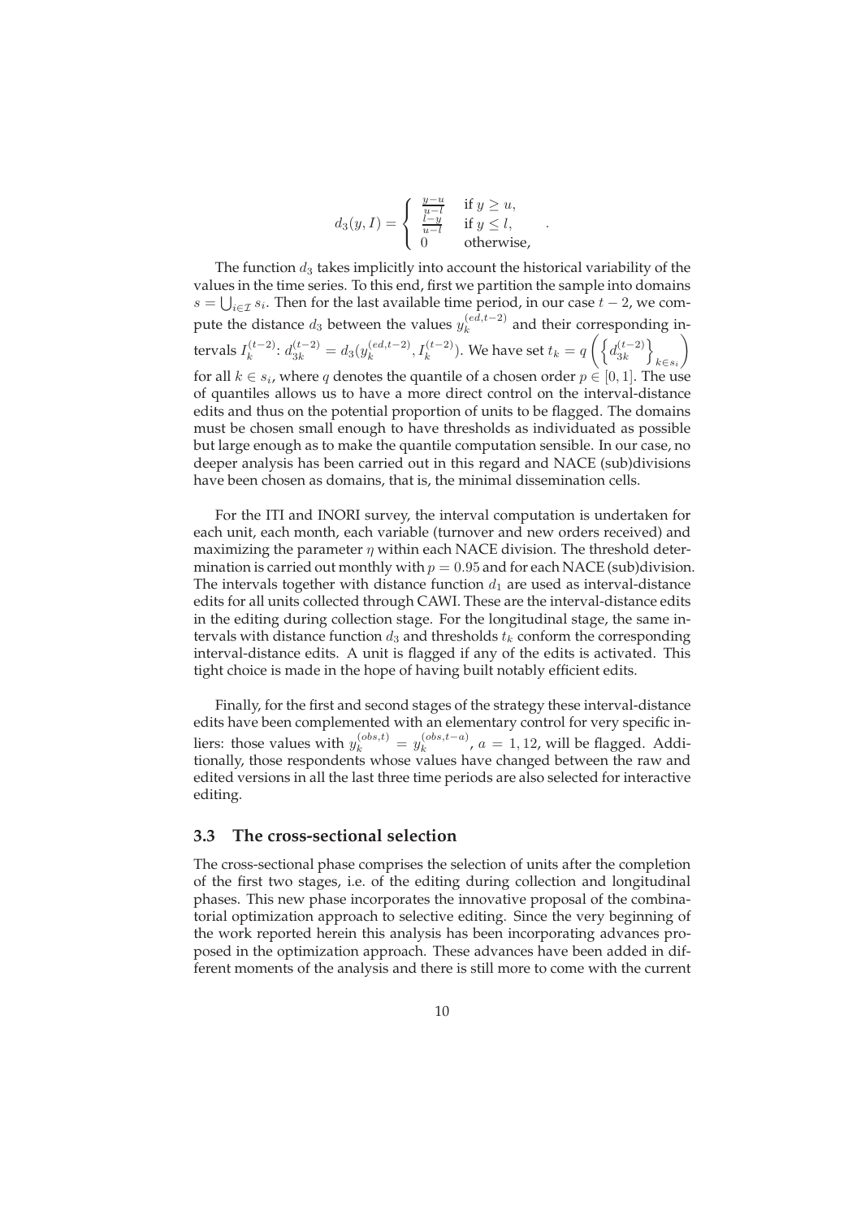$$d_3(y, I) = \begin{cases} \frac{y-u}{u-l} & \text{if } y \geq u, \\ \frac{l-y}{u-l} & \text{if } y \leq l, \\ 0 & \text{otherwise,} \end{cases} .$$

The function $d_3$ takes implicitly into account the historical variability of the values in the time series. To this end, first we partition the sample into domains $s = \bigcup_{i \in \mathcal{I}} s_i$. Then for the last available time period, in our case $t-2$, we compute the distance $d_3$ between the values $y_k^{(ed,t-2)}$ and their corresponding intervals $I_k^{(t-2)}$: $d_{3k}^{(t-2)} = d_3(y_k^{(ed,t-2)}, I_k^{(t-2)})$. We have set $t_k = q\left(\left\{d_{3k}^{(t-2)}\right\}_{k \in s_i}\right)$ for all $k \in s_i$, where $q$ denotes the quantile of a chosen order $p \in [0, 1]$. The use of quantiles allows us to have a more direct control on the interval-distance edits and thus on the potential proportion of units to be flagged. The domains must be chosen small enough to have thresholds as individuated as possible but large enough as to make the quantile computation sensible. In our case, no deeper analysis has been carried out in this regard and NACE (sub)divisions have been chosen as domains, that is, the minimal dissemination cells.

For the ITI and INORI survey, the interval computation is undertaken for each unit, each month, each variable (turnover and new orders received) and maximizing the parameter $\eta$ within each NACE division. The threshold determination is carried out monthly with $p = 0.95$ and for each NACE (sub)division. The intervals together with distance function $d_1$ are used as interval-distance edits for all units collected through CAWI. These are the interval-distance edits in the editing during collection stage. For the longitudinal stage, the same intervals with distance function $d_3$ and thresholds $t_k$ conform the corresponding interval-distance edits. A unit is flagged if any of the edits is activated. This tight choice is made in the hope of having built notably efficient edits.

Finally, for the first and second stages of the strategy these interval-distance edits have been complemented with an elementary control for very specific inliers: those values with $y_k^{(obs,t)} = y_k^{(obs,t-a)}$, $a = 1, 12$, will be flagged. Additionally, those respondents whose values have changed between the raw and edited versions in all the last three time periods are also selected for interactive editing.

## 3.3 The cross-sectional selection

The cross-sectional phase comprises the selection of units after the completion of the first two stages, i.e. of the editing during collection and longitudinal phases. This new phase incorporates the innovative proposal of the combinatorial optimization approach to selective editing. Since the very beginning of the work reported herein this analysis has been incorporating advances proposed in the optimization approach. These advances have been added in different moments of the analysis and there is still more to come with the current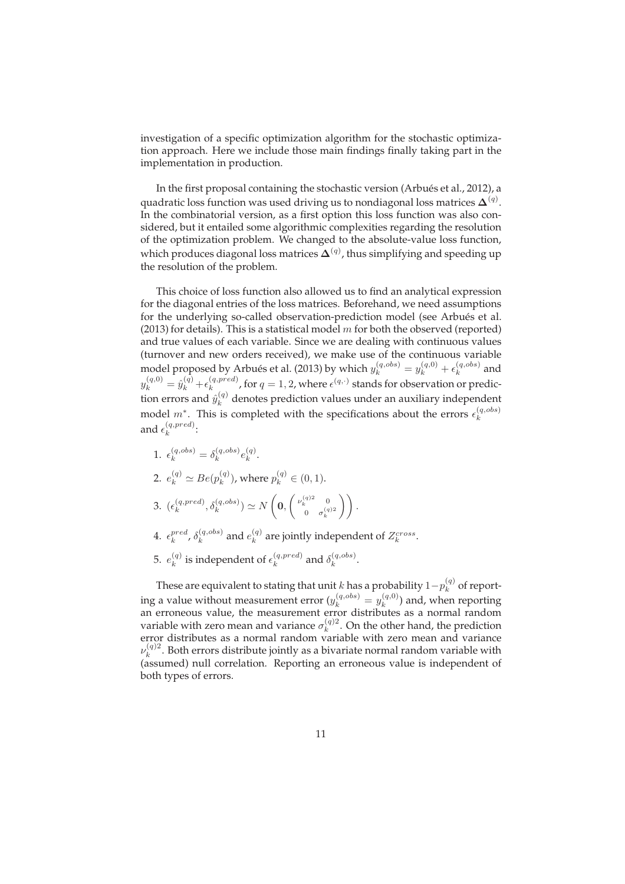investigation of a specific optimization algorithm for the stochastic optimization approach. Here we include those main findings finally taking part in the implementation in production.

In the first proposal containing the stochastic version (Arbués et al., 2012), a quadratic loss function was used driving us to nondiagonal loss matrices $\mathbf{\Delta}^{(q)}$. In the combinatorial version, as a first option this loss function was also considered, but it entailed some algorithmic complexities regarding the resolution of the optimization problem. We changed to the absolute-value loss function, which produces diagonal loss matrices $\mathbf{\Delta}^{(q)}$, thus simplifying and speeding up the resolution of the problem.

This choice of loss function also allowed us to find an analytical expression for the diagonal entries of the loss matrices. Beforehand, we need assumptions for the underlying so-called observation-prediction model (see Arbués et al. (2013) for details). This is a statistical model $m$ for both the observed (reported) and true values of each variable. Since we are dealing with continuous values (turnover and new orders received), we make use of the continuous variable model proposed by Arbués et al. (2013) by which $y_k^{(q,obs)} = y_k^{(q,0)} + \epsilon_k^{(q,obs)}$ and $y_k^{(q,0)} = \hat{y}_k^{(q)} + \epsilon_k^{(q,pred)}$, for $q = 1, 2$, where $\epsilon^{(q,\cdot)}$ stands for observation or prediction errors and $\hat{y}_k^{(q)}$ denotes prediction values under an auxiliary independent model $m^*$. This is completed with the specifications about the errors $\epsilon_k^{(q,obs)}$ and $\epsilon_k^{(q,pred)}$:

1. $\epsilon_k^{(q,obs)} = \delta_k^{(q,obs)} e_k^{(q)}$.
2. $e_k^{(q)} \simeq Be(p_k^{(q)})$, where $p_k^{(q)} \in (0, 1)$.
3. $(\epsilon_k^{(q,pred)}, \delta_k^{(q,obs)}) \simeq N\left(\mathbf{0}, \begin{pmatrix} \nu_k^{(q)2} & 0 \\ 0 & \sigma_k^{(q)2} \end{pmatrix}\right)$.
4. $\epsilon_k^{pred}$, $\delta_k^{(q,obs)}$ and $e_k^{(q)}$ are jointly independent of $Z_k^{cross}$.
5. $e_k^{(q)}$ is independent of $\epsilon_k^{(q,pred)}$ and $\delta_k^{(q,obs)}$.

These are equivalent to stating that unit $k$ has a probability $1 - p_k^{(q)}$ of reporting a value without measurement error ($y_k^{(q,obs)} = y_k^{(q,0)}$) and, when reporting an erroneous value, the measurement error distributes as a normal random variable with zero mean and variance $\sigma_k^{(q)2}$. On the other hand, the prediction error distributes as a normal random variable with zero mean and variance $\nu_k^{(q)2}$. Both errors distribute jointly as a bivariate normal random variable with (assumed) null correlation. Reporting an erroneous value is independent of both types of errors.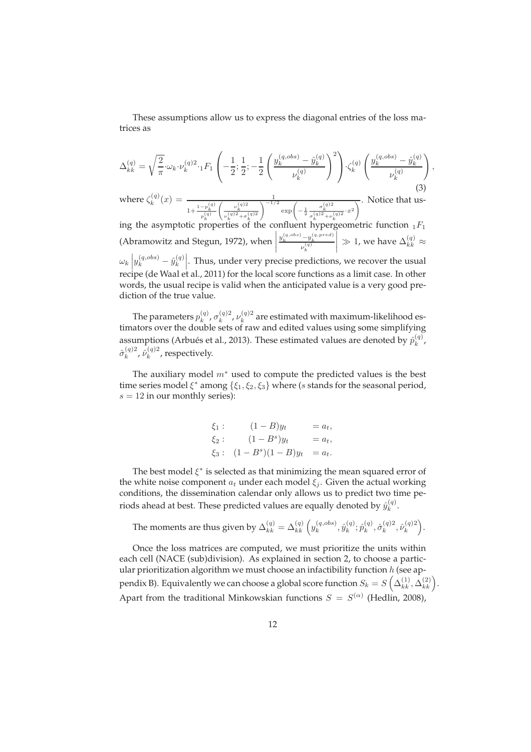These assumptions allow us to express the diagonal entries of the loss matrices as

$$
\Delta_{kk}^{(q)} = \sqrt{\frac{2}{\pi}} \cdot \omega_k \cdot \nu_k^{(q)2} \cdot {}_1F_1\left(-\frac{1}{2}; \frac{1}{2}; -\frac{1}{2}\left(\frac{y_k^{(q,obs)} - \hat{y}_k^{(q)}}{\nu_k^{(q)}}\right)^2\right) \cdot \zeta_k^{(q)}\left(\frac{y_k^{(q,obs)} - \hat{y}_k^{(q)}}{\nu_k^{(q)}}\right), \tag{3}
$$

where $\zeta_k^{(q)}(x) = \frac{1}{1 + \frac{1-p_k^{(q)}}{p_k^{(q)}}\left(\frac{\nu_k^{(q)2}}{\nu_k^{(q)2} + \sigma_k^{(q)2}}\right)^{-1/2} \exp\left(-\frac{1}{2}\frac{\sigma_k^{(q)2}}{\sigma_k^{(q)2} + \nu_k^{(q)2}} \cdot x^2\right)}$. Notice that using the asymptotic properties of the confluent hypergeometric function ${}_1F_1$ (Abramowitz and Stegun, 1972), when $\left|\frac{y_k^{(q,obs)} - y_k^{(q,pred)}}{\nu_k^{(q)}}\right| \gg 1$, we have $\Delta_{kk}^{(q)} \approx \omega_k \left|y_k^{(q,obs)} - \hat{y}_k^{(q)}\right|$. Thus, under very precise predictions, we recover the usual recipe (de Waal et al., 2011) for the local score functions as a limit case. In other words, the usual recipe is valid when the anticipated value is a very good prediction of the true value.

The parameters $p_k^{(q)}$, $\sigma_k^{(q)2}$, $\nu_k^{(q)2}$ are estimated with maximum-likelihood estimators over the double sets of raw and edited values using some simplifying assumptions (Arbués et al., 2013). These estimated values are denoted by $\hat{p}_k^{(q)}$, $\hat{\sigma}_k^{(q)2}$, $\hat{\nu}_k^{(q)2}$, respectively.

The auxiliary model $m^*$ used to compute the predicted values is the best time series model $\xi^*$ among $\{\xi_1, \xi_2, \xi_3\}$ where ($s$ stands for the seasonal period, $s = 12$ in our monthly series):

$$
\begin{aligned}
\xi_1: &\quad (1-B)y_t &= a_t, \\
\xi_2: &\quad (1-B^s)y_t &= a_t, \\
\xi_3: &\quad (1-B^s)(1-B)y_t &= a_t.
\end{aligned}
$$

The best model $\xi^*$ is selected as that minimizing the mean squared error of the white noise component $a_t$ under each model $\xi_j$. Given the actual working conditions, the dissemination calendar only allows us to predict two time periods ahead at best. These predicted values are equally denoted by $\hat{y}_k^{(q)}$.

The moments are thus given by $\Delta_{kk}^{(q)} = \Delta_{kk}^{(q)}\left(y_k^{(q,obs)}, \hat{y}_k^{(q)}; \hat{p}_k^{(q)}, \hat{\sigma}_k^{(q)2}, \hat{\nu}_k^{(q)2}\right)$.

Once the loss matrices are computed, we must prioritize the units within each cell (NACE (sub)division). As explained in section 2, to choose a particular prioritization algorithm we must choose an infactibility function $h$ (see appendix B). Equivalently we can choose a global score function $S_k = S\left(\Delta_{kk}^{(1)}, \Delta_{kk}^{(2)}\right)$. Apart from the traditional Minkowskian functions $S = S^{(\alpha)}$ (Hedlin, 2008),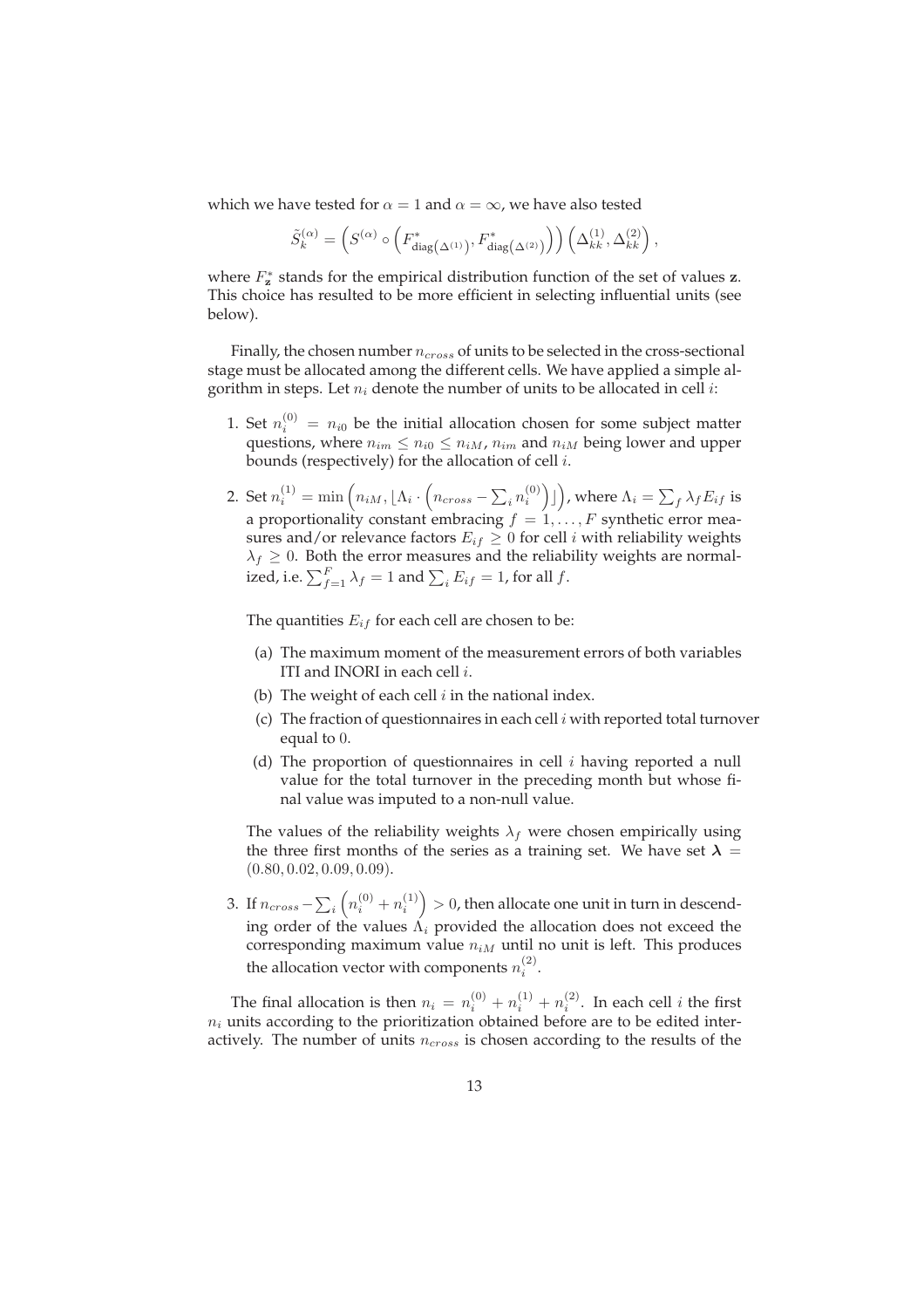which we have tested for $\alpha = 1$ and $\alpha = \infty$, we have also tested

$$\tilde{S}_k^{(\alpha)} = \left( S^{(\alpha)} \circ \left( F^*_{\mathrm{diag}\left(\Delta^{(1)}\right)}, F^*_{\mathrm{diag}\left(\Delta^{(2)}\right)} \right) \right) \left( \Delta_{kk}^{(1)}, \Delta_{kk}^{(2)} \right),$$

where $F^*_{\mathbf{z}}$ stands for the empirical distribution function of the set of values $\mathbf{z}$. This choice has resulted to be more efficient in selecting influential units (see below).

Finally, the chosen number $n_{cross}$ of units to be selected in the cross-sectional stage must be allocated among the different cells. We have applied a simple algorithm in steps. Let $n_i$ denote the number of units to be allocated in cell $i$:

1. Set $n_i^{(0)} = n_{i0}$ be the initial allocation chosen for some subject matter questions, where $n_{im} \leq n_{i0} \leq n_{iM}$, $n_{im}$ and $n_{iM}$ being lower and upper bounds (respectively) for the allocation of cell $i$.

2. Set $n_i^{(1)} = \min\left(n_{iM}, \lfloor \Lambda_i \cdot \left(n_{cross} - \sum_i n_i^{(0)}\right) \rfloor\right)$, where $\Lambda_i = \sum_f \lambda_f E_{if}$ is a proportionality constant embracing $f = 1, \ldots, F$ synthetic error measures and/or relevance factors $E_{if} \geq 0$ for cell $i$ with reliability weights $\lambda_f \geq 0$. Both the error measures and the reliability weights are normalized, i.e. $\sum_{f=1}^{F} \lambda_f = 1$ and $\sum_i E_{if} = 1$, for all $f$.

   The quantities $E_{if}$ for each cell are chosen to be:

   (a) The maximum moment of the measurement errors of both variables ITI and INORI in each cell $i$.

   (b) The weight of each cell $i$ in the national index.

   (c) The fraction of questionnaires in each cell $i$ with reported total turnover equal to $0$.

   (d) The proportion of questionnaires in cell $i$ having reported a null value for the total turnover in the preceding month but whose final value was imputed to a non-null value.

   The values of the reliability weights $\lambda_f$ were chosen empirically using the three first months of the series as a training set. We have set $\boldsymbol{\lambda} = (0.80, 0.02, 0.09, 0.09)$.

3. If $n_{cross} - \sum_i \left(n_i^{(0)} + n_i^{(1)}\right) > 0$, then allocate one unit in turn in descending order of the values $\Lambda_i$ provided the allocation does not exceed the corresponding maximum value $n_{iM}$ until no unit is left. This produces the allocation vector with components $n_i^{(2)}$.

The final allocation is then $n_i = n_i^{(0)} + n_i^{(1)} + n_i^{(2)}$. In each cell $i$ the first $n_i$ units according to the prioritization obtained before are to be edited interactively. The number of units $n_{cross}$ is chosen according to the results of the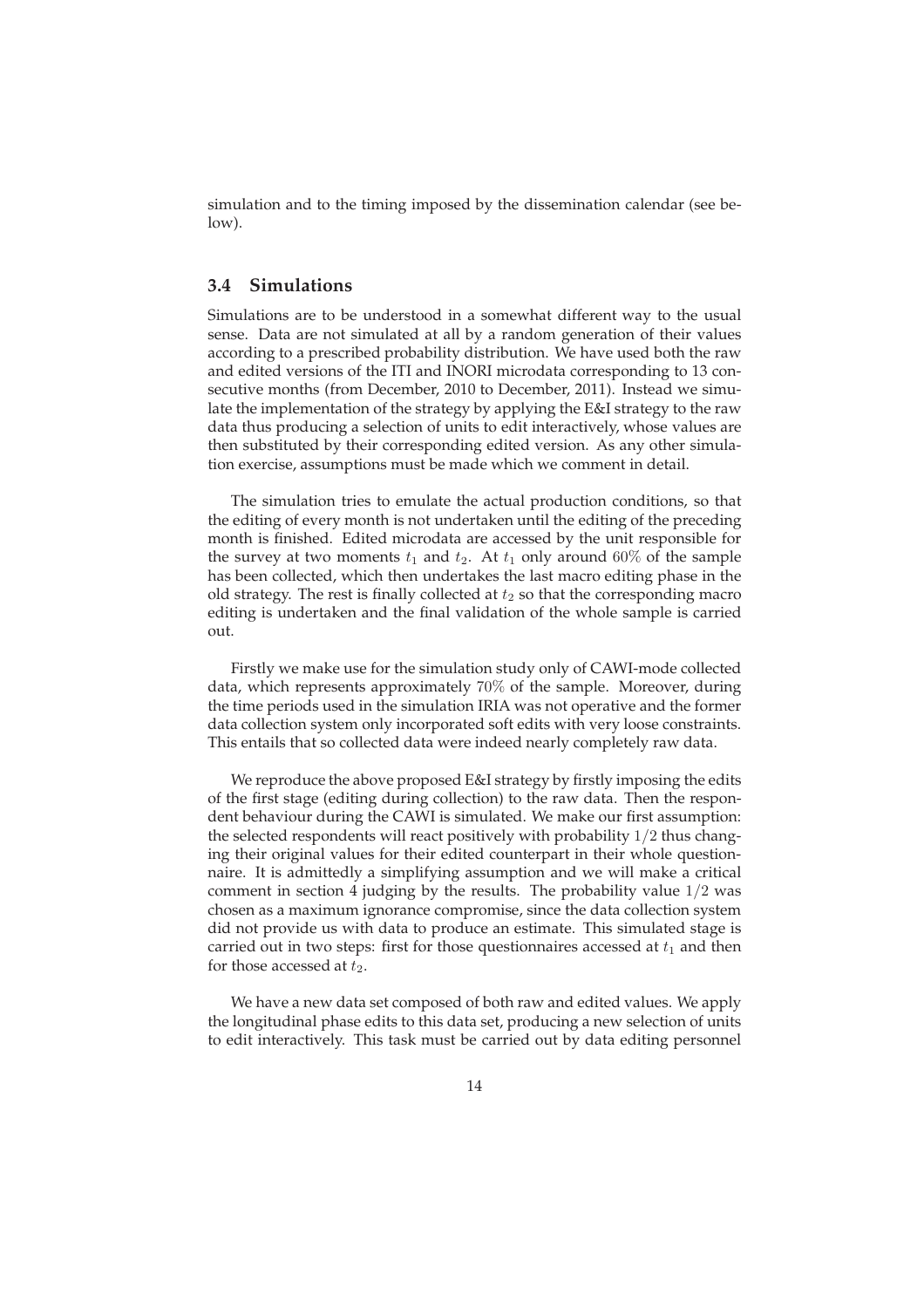simulation and to the timing imposed by the dissemination calendar (see below).

### 3.4 Simulations

Simulations are to be understood in a somewhat different way to the usual sense. Data are not simulated at all by a random generation of their values according to a prescribed probability distribution. We have used both the raw and edited versions of the ITI and INORI microdata corresponding to 13 consecutive months (from December, 2010 to December, 2011). Instead we simulate the implementation of the strategy by applying the E&I strategy to the raw data thus producing a selection of units to edit interactively, whose values are then substituted by their corresponding edited version. As any other simulation exercise, assumptions must be made which we comment in detail.

The simulation tries to emulate the actual production conditions, so that the editing of every month is not undertaken until the editing of the preceding month is finished. Edited microdata are accessed by the unit responsible for the survey at two moments $t_1$ and $t_2$. At $t_1$ only around $60\%$ of the sample has been collected, which then undertakes the last macro editing phase in the old strategy. The rest is finally collected at $t_2$ so that the corresponding macro editing is undertaken and the final validation of the whole sample is carried out.

Firstly we make use for the simulation study only of CAWI-mode collected data, which represents approximately $70\%$ of the sample. Moreover, during the time periods used in the simulation IRIA was not operative and the former data collection system only incorporated soft edits with very loose constraints. This entails that so collected data were indeed nearly completely raw data.

We reproduce the above proposed E&I strategy by firstly imposing the edits of the first stage (editing during collection) to the raw data. Then the respondent behaviour during the CAWI is simulated. We make our first assumption: the selected respondents will react positively with probability $1/2$ thus changing their original values for their edited counterpart in their whole questionnaire. It is admittedly a simplifying assumption and we will make a critical comment in section 4 judging by the results. The probability value $1/2$ was chosen as a maximum ignorance compromise, since the data collection system did not provide us with data to produce an estimate. This simulated stage is carried out in two steps: first for those questionnaires accessed at $t_1$ and then for those accessed at $t_2$.

We have a new data set composed of both raw and edited values. We apply the longitudinal phase edits to this data set, producing a new selection of units to edit interactively. This task must be carried out by data editing personnel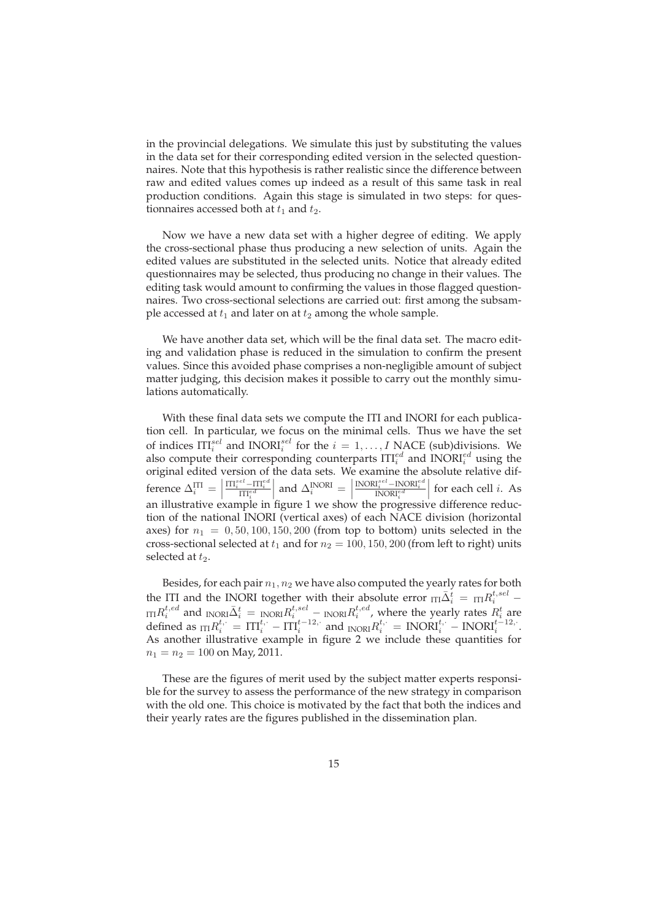in the provincial delegations. We simulate this just by substituting the values in the data set for their corresponding edited version in the selected questionnaires. Note that this hypothesis is rather realistic since the difference between raw and edited values comes up indeed as a result of this same task in real production conditions. Again this stage is simulated in two steps: for questionnaires accessed both at $t_1$ and $t_2$.

Now we have a new data set with a higher degree of editing. We apply the cross-sectional phase thus producing a new selection of units. Again the edited values are substituted in the selected units. Notice that already edited questionnaires may be selected, thus producing no change in their values. The editing task would amount to confirming the values in those flagged questionnaires. Two cross-sectional selections are carried out: first among the subsample accessed at $t_1$ and later on at $t_2$ among the whole sample.

We have another data set, which will be the final data set. The macro editing and validation phase is reduced in the simulation to confirm the present values. Since this avoided phase comprises a non-negligible amount of subject matter judging, this decision makes it possible to carry out the monthly simulations automatically.

With these final data sets we compute the ITI and INORI for each publication cell. In particular, we focus on the minimal cells. Thus we have the set of indices $\mathrm{ITI}_i^{sel}$ and $\mathrm{INORI}_i^{sel}$ for the $i = 1, \ldots, I$ NACE (sub)divisions. We also compute their corresponding counterparts $\mathrm{ITI}_i^{ed}$ and $\mathrm{INORI}_i^{ed}$ using the original edited version of the data sets. We examine the absolute relative difference $\Delta_i^{\mathrm{ITI}} = \left|\frac{\mathrm{ITI}_i^{sel} - \mathrm{ITI}_i^{ed}}{\mathrm{ITI}_i^{ed}}\right|$ and $\Delta_i^{\mathrm{INORI}} = \left|\frac{\mathrm{INORI}_i^{sel} - \mathrm{INORI}_i^{ed}}{\mathrm{INORI}_i^{ed}}\right|$ for each cell $i$. As an illustrative example in figure 1 we show the progressive difference reduction of the national INORI (vertical axes) of each NACE division (horizontal axes) for $n_1 = 0, 50, 100, 150, 200$ (from top to bottom) units selected in the cross-sectional selected at $t_1$ and for $n_2 = 100, 150, 200$ (from left to right) units selected at $t_2$.

Besides, for each pair $n_1, n_2$ we have also computed the yearly rates for both the ITI and the INORI together with their absolute error ${}_{\mathrm{ITI}}\bar{\Delta}_i^t = {}_{\mathrm{ITI}}R_i^{t,sel} - {}_{\mathrm{ITI}}R_i^{t,ed}$ and ${}_{\mathrm{INORI}}\bar{\Delta}_i^t = {}_{\mathrm{INORI}}R_i^{t,sel} - {}_{\mathrm{INORI}}R_i^{t,ed}$, where the yearly rates $R_i^t$ are defined as ${}_{\mathrm{ITI}}R_i^{t,\cdot} = \mathrm{ITI}_i^{t,\cdot} - \mathrm{ITI}_i^{t-12,\cdot}$ and ${}_{\mathrm{INORI}}R_i^{t,\cdot} = \mathrm{INORI}_i^{t,\cdot} - \mathrm{INORI}_i^{t-12,\cdot}$. As another illustrative example in figure 2 we include these quantities for $n_1 = n_2 = 100$ on May, 2011.

These are the figures of merit used by the subject matter experts responsible for the survey to assess the performance of the new strategy in comparison with the old one. This choice is motivated by the fact that both the indices and their yearly rates are the figures published in the dissemination plan.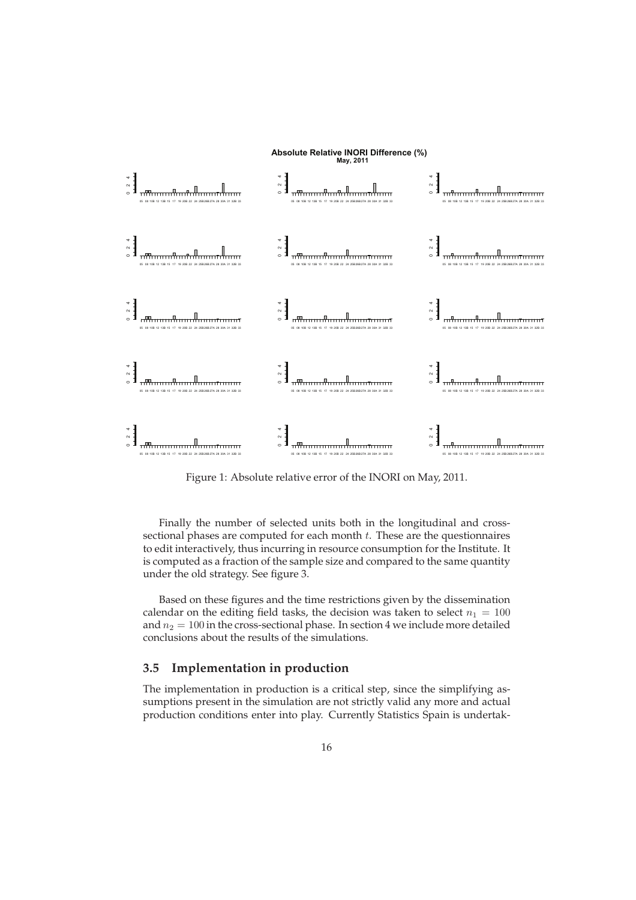Figure 1: Absolute relative error of the INORI on May, 2011.

Finally the number of selected units both in the longitudinal and cross-sectional phases are computed for each month $t$. These are the questionnaires to edit interactively, thus incurring in resource consumption for the Institute. It is computed as a fraction of the sample size and compared to the same quantity under the old strategy. See figure 3.

Based on these figures and the time restrictions given by the dissemination calendar on the editing field tasks, the decision was taken to select $n_1 = 100$ and $n_2 = 100$ in the cross-sectional phase. In section 4 we include more detailed conclusions about the results of the simulations.

### 3.5 Implementation in production

The implementation in production is a critical step, since the simplifying assumptions present in the simulation are not strictly valid any more and actual production conditions enter into play. Currently Statistics Spain is undertak-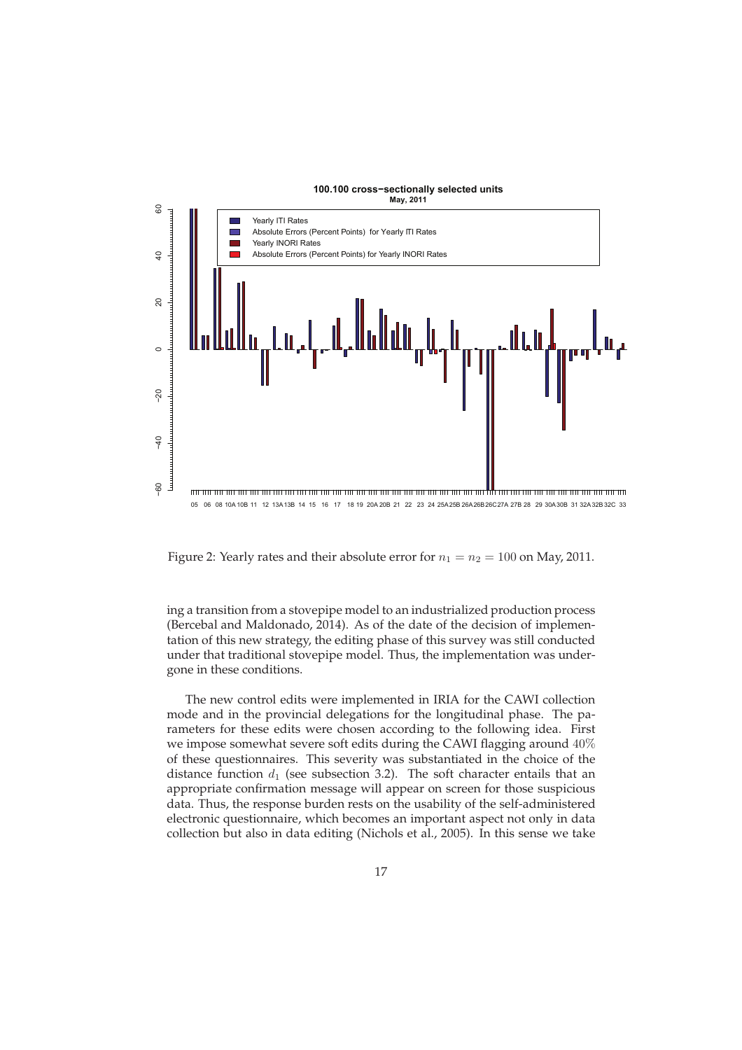Figure 2: Yearly rates and their absolute error for $n_1 = n_2 = 100$ on May, 2011.

ing a transition from a stovepipe model to an industrialized production process (Bercebal and Maldonado, 2014). As of the date of the decision of implementation of this new strategy, the editing phase of this survey was still conducted under that traditional stovepipe model. Thus, the implementation was undergone in these conditions.

The new control edits were implemented in IRIA for the CAWI collection mode and in the provincial delegations for the longitudinal phase. The parameters for these edits were chosen according to the following idea. First we impose somewhat severe soft edits during the CAWI flagging around $40\%$ of these questionnaires. This severity was substantiated in the choice of the distance function $d_1$ (see subsection 3.2). The soft character entails that an appropriate confirmation message will appear on screen for those suspicious data. Thus, the response burden rests on the usability of the self-administered electronic questionnaire, which becomes an important aspect not only in data collection but also in data editing (Nichols et al., 2005). In this sense we take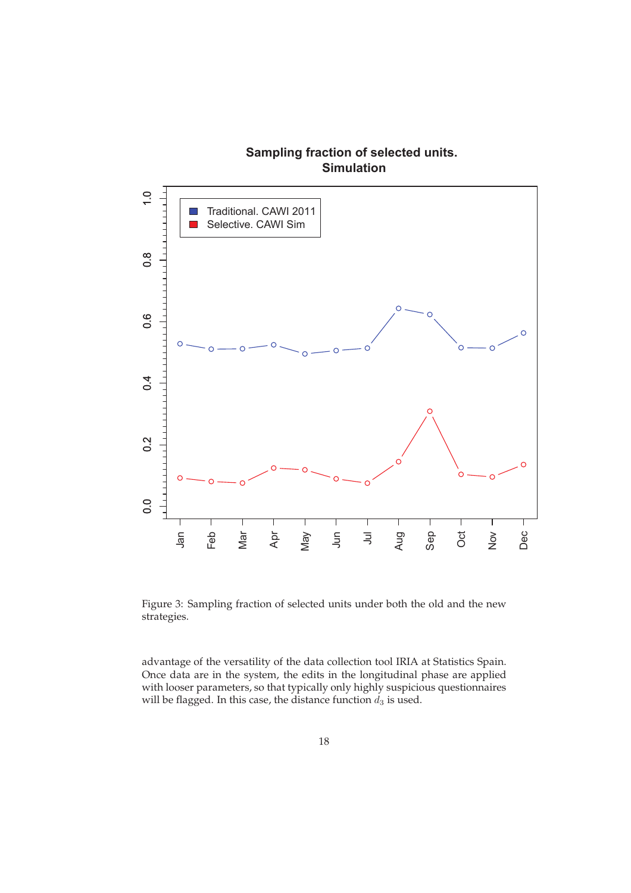Figure 3: Sampling fraction of selected units under both the old and the new strategies.

advantage of the versatility of the data collection tool IRIA at Statistics Spain. Once data are in the system, the edits in the longitudinal phase are applied with looser parameters, so that typically only highly suspicious questionnaires will be flagged. In this case, the distance function $d_3$ is used.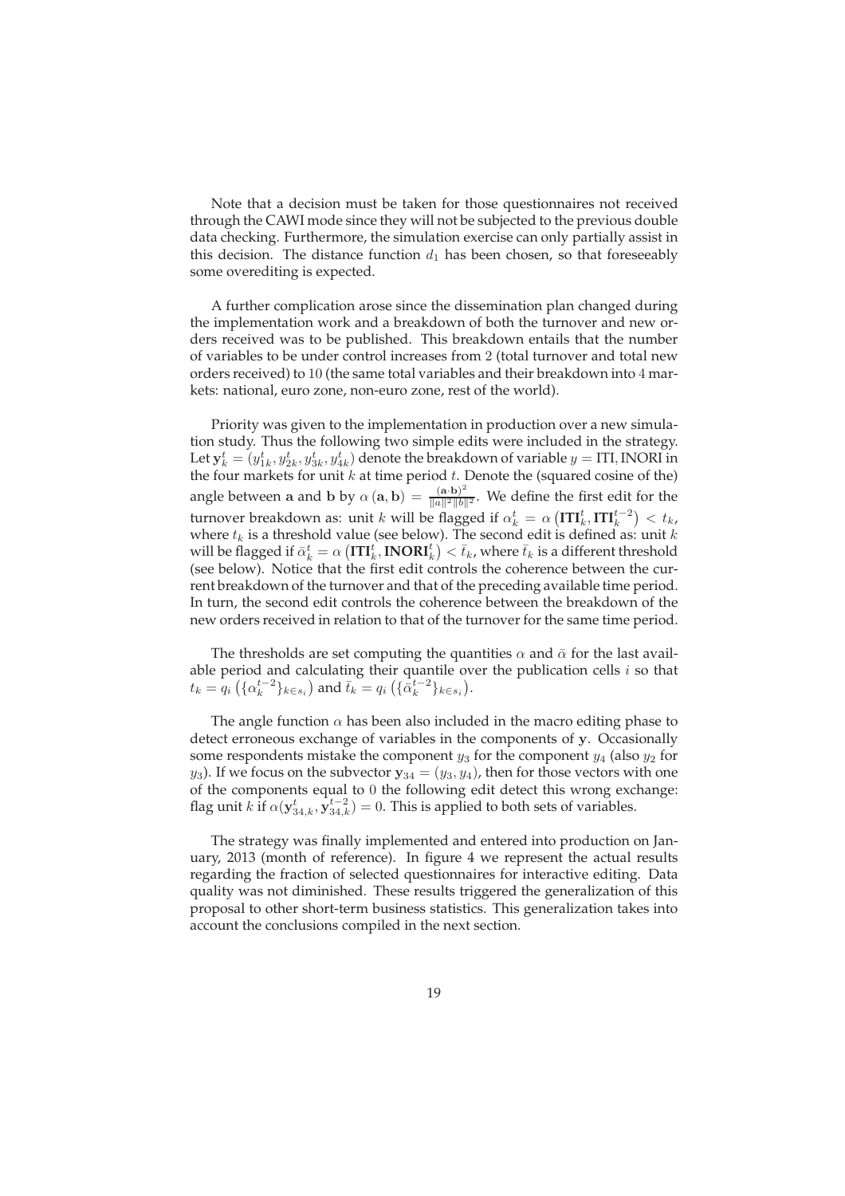Note that a decision must be taken for those questionnaires not received through the CAWI mode since they will not be subjected to the previous double data checking. Furthermore, the simulation exercise can only partially assist in this decision. The distance function $d_1$ has been chosen, so that foreseeably some overediting is expected.

A further complication arose since the dissemination plan changed during the implementation work and a breakdown of both the turnover and new orders received was to be published. This breakdown entails that the number of variables to be under control increases from 2 (total turnover and total new orders received) to 10 (the same total variables and their breakdown into 4 markets: national, euro zone, non-euro zone, rest of the world).

Priority was given to the implementation in production over a new simulation study. Thus the following two simple edits were included in the strategy. Let $\mathbf{y}_k^t = (y_{1k}^t, y_{2k}^t, y_{3k}^t, y_{4k}^t)$ denote the breakdown of variable $y = \text{ITI}, \text{INORI}$ in the four markets for unit $k$ at time period $t$. Denote the (squared cosine of the) angle between $\mathbf{a}$ and $\mathbf{b}$ by $\alpha(\mathbf{a}, \mathbf{b}) = \frac{(\mathbf{a} \cdot \mathbf{b})^2}{\|a\|^2 \|b\|^2}$. We define the first edit for the turnover breakdown as: unit $k$ will be flagged if $\alpha_k^t = \alpha\left(\mathbf{ITI}_k^t, \mathbf{ITI}_k^{t-2}\right) < t_k$, where $t_k$ is a threshold value (see below). The second edit is defined as: unit $k$ will be flagged if $\bar{\alpha}_k^t = \alpha\left(\mathbf{ITI}_k^t, \mathbf{INORI}_k^t\right) < \bar{t}_k$, where $\bar{t}_k$ is a different threshold (see below). Notice that the first edit controls the coherence between the current breakdown of the turnover and that of the preceding available time period. In turn, the second edit controls the coherence between the breakdown of the new orders received in relation to that of the turnover for the same time period.

The thresholds are set computing the quantities $\alpha$ and $\bar{\alpha}$ for the last available period and calculating their quantile over the publication cells $i$ so that $t_k = q_i\left(\{\alpha_k^{t-2}\}_{k \in s_i}\right)$ and $\bar{t}_k = q_i\left(\{\bar{\alpha}_k^{t-2}\}_{k \in s_i}\right)$.

The angle function $\alpha$ has been also included in the macro editing phase to detect erroneous exchange of variables in the components of $\mathbf{y}$. Occasionally some respondents mistake the component $y_3$ for the component $y_4$ (also $y_2$ for $y_3$). If we focus on the subvector $\mathbf{y}_{34} = (y_3, y_4)$, then for those vectors with one of the components equal to 0 the following edit detect this wrong exchange: flag unit $k$ if $\alpha(\mathbf{y}_{34,k}^t, \mathbf{y}_{34,k}^{t-2}) = 0$. This is applied to both sets of variables.

The strategy was finally implemented and entered into production on January, 2013 (month of reference). In figure 4 we represent the actual results regarding the fraction of selected questionnaires for interactive editing. Data quality was not diminished. These results triggered the generalization of this proposal to other short-term business statistics. This generalization takes into account the conclusions compiled in the next section.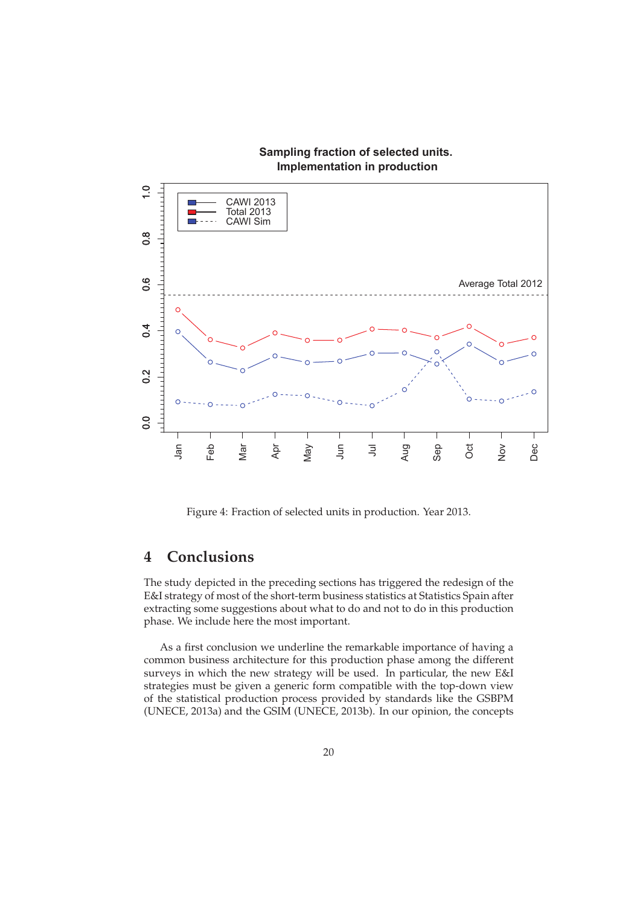Figure 4: Fraction of selected units in production. Year 2013.

## 4 Conclusions

The study depicted in the preceding sections has triggered the redesign of the E&I strategy of most of the short-term business statistics at Statistics Spain after extracting some suggestions about what to do and not to do in this production phase. We include here the most important.

As a first conclusion we underline the remarkable importance of having a common business architecture for this production phase among the different surveys in which the new strategy will be used. In particular, the new E&I strategies must be given a generic form compatible with the top-down view of the statistical production process provided by standards like the GSBPM (UNECE, 2013a) and the GSIM (UNECE, 2013b). In our opinion, the concepts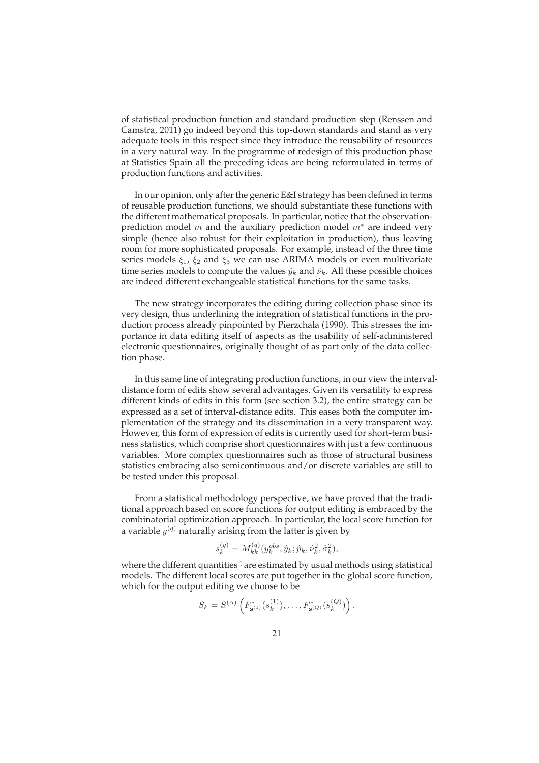of statistical production function and standard production step (Renssen and Camstra, 2011) go indeed beyond this top-down standards and stand as very adequate tools in this respect since they introduce the reusability of resources in a very natural way. In the programme of redesign of this production phase at Statistics Spain all the preceding ideas are being reformulated in terms of production functions and activities.

In our opinion, only after the generic E&I strategy has been defined in terms of reusable production functions, we should substantiate these functions with the different mathematical proposals. In particular, notice that the observation-prediction model $m$ and the auxiliary prediction model $m^*$ are indeed very simple (hence also robust for their exploitation in production), thus leaving room for more sophisticated proposals. For example, instead of the three time series models $\xi_1$, $\xi_2$ and $\xi_3$ we can use ARIMA models or even multivariate time series models to compute the values $\hat{y}_k$ and $\hat{\nu}_k$. All these possible choices are indeed different exchangeable statistical functions for the same tasks.

The new strategy incorporates the editing during collection phase since its very design, thus underlining the integration of statistical functions in the production process already pinpointed by Pierzchala (1990). This stresses the importance in data editing itself of aspects as the usability of self-administered electronic questionnaires, originally thought of as part only of the data collection phase.

In this same line of integrating production functions, in our view the interval-distance form of edits show several advantages. Given its versatility to express different kinds of edits in this form (see section 3.2), the entire strategy can be expressed as a set of interval-distance edits. This eases both the computer implementation of the strategy and its dissemination in a very transparent way. However, this form of expression of edits is currently used for short-term business statistics, which comprise short questionnaires with just a few continuous variables. More complex questionnaires such as those of structural business statistics embracing also semicontinuous and/or discrete variables are still to be tested under this proposal.

From a statistical methodology perspective, we have proved that the traditional approach based on score functions for output editing is embraced by the combinatorial optimization approach. In particular, the local score function for a variable $y^{(q)}$ naturally arising from the latter is given by

$$s_k^{(q)} = M_{kk}^{(q)}(y_k^{obs}, \hat{y}_k; \hat{p}_k, \hat{\nu}_k^2, \hat{\sigma}_k^2),$$

where the different quantities $\hat{}$ are estimated by usual methods using statistical models. The different local scores are put together in the global score function, which for the output editing we choose to be

$$S_k = S^{(\alpha)}\left(F^*_{\mathbf{s}^{(1)}}(s_k^{(1)}), \ldots, F^*_{\mathbf{s}^{(Q)}}(s_k^{(Q)})\right).$$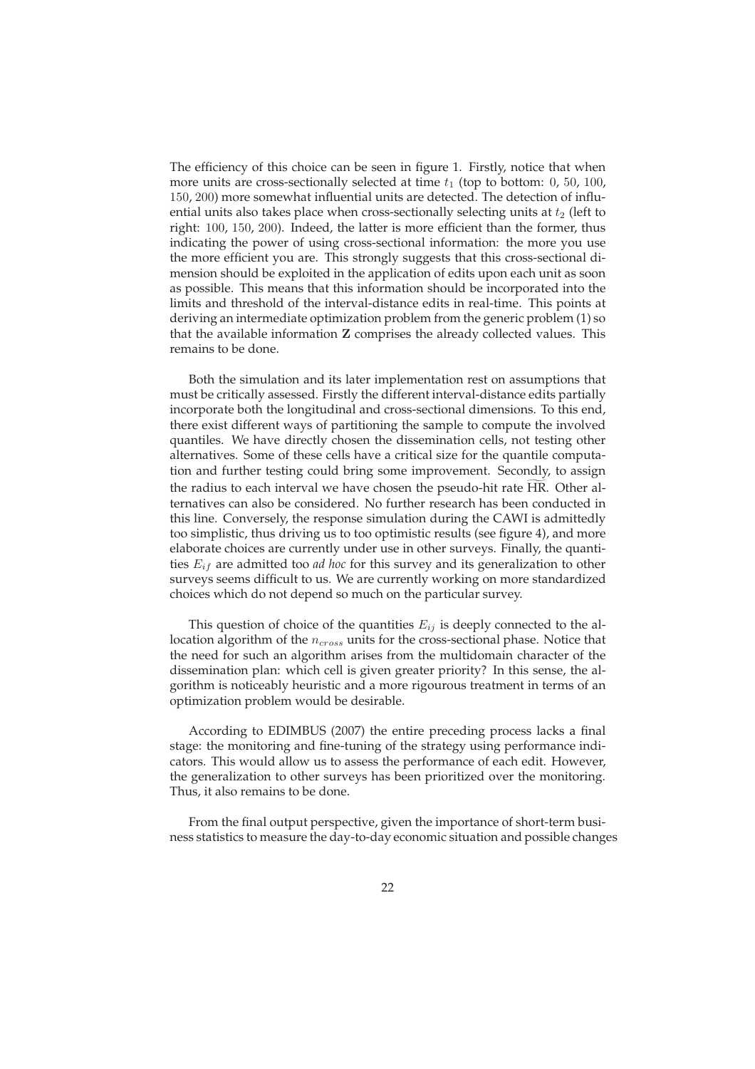The efficiency of this choice can be seen in figure 1. Firstly, notice that when more units are cross-sectionally selected at time $t_1$ (top to bottom: $0$, $50$, $100$, $150$, $200$) more somewhat influential units are detected. The detection of influential units also takes place when cross-sectionally selecting units at $t_2$ (left to right: $100$, $150$, $200$). Indeed, the latter is more efficient than the former, thus indicating the power of using cross-sectional information: the more you use the more efficient you are. This strongly suggests that this cross-sectional dimension should be exploited in the application of edits upon each unit as soon as possible. This means that this information should be incorporated into the limits and threshold of the interval-distance edits in real-time. This points at deriving an intermediate optimization problem from the generic problem (1) so that the available information $\mathbf{Z}$ comprises the already collected values. This remains to be done.

Both the simulation and its later implementation rest on assumptions that must be critically assessed. Firstly the different interval-distance edits partially incorporate both the longitudinal and cross-sectional dimensions. To this end, there exist different ways of partitioning the sample to compute the involved quantiles. We have directly chosen the dissemination cells, not testing other alternatives. Some of these cells have a critical size for the quantile computation and further testing could bring some improvement. Secondly, to assign the radius to each interval we have chosen the pseudo-hit rate $\widehat{\text{HR}}$. Other alternatives can also be considered. No further research has been conducted in this line. Conversely, the response simulation during the CAWI is admittedly too simplistic, thus driving us to too optimistic results (see figure 4), and more elaborate choices are currently under use in other surveys. Finally, the quantities $E_{if}$ are admitted too *ad hoc* for this survey and its generalization to other surveys seems difficult to us. We are currently working on more standardized choices which do not depend so much on the particular survey.

This question of choice of the quantities $E_{ij}$ is deeply connected to the allocation algorithm of the $n_{cross}$ units for the cross-sectional phase. Notice that the need for such an algorithm arises from the multidomain character of the dissemination plan: which cell is given greater priority? In this sense, the algorithm is noticeably heuristic and a more rigourous treatment in terms of an optimization problem would be desirable.

According to EDIMBUS (2007) the entire preceding process lacks a final stage: the monitoring and fine-tuning of the strategy using performance indicators. This would allow us to assess the performance of each edit. However, the generalization to other surveys has been prioritized over the monitoring. Thus, it also remains to be done.

From the final output perspective, given the importance of short-term business statistics to measure the day-to-day economic situation and possible changes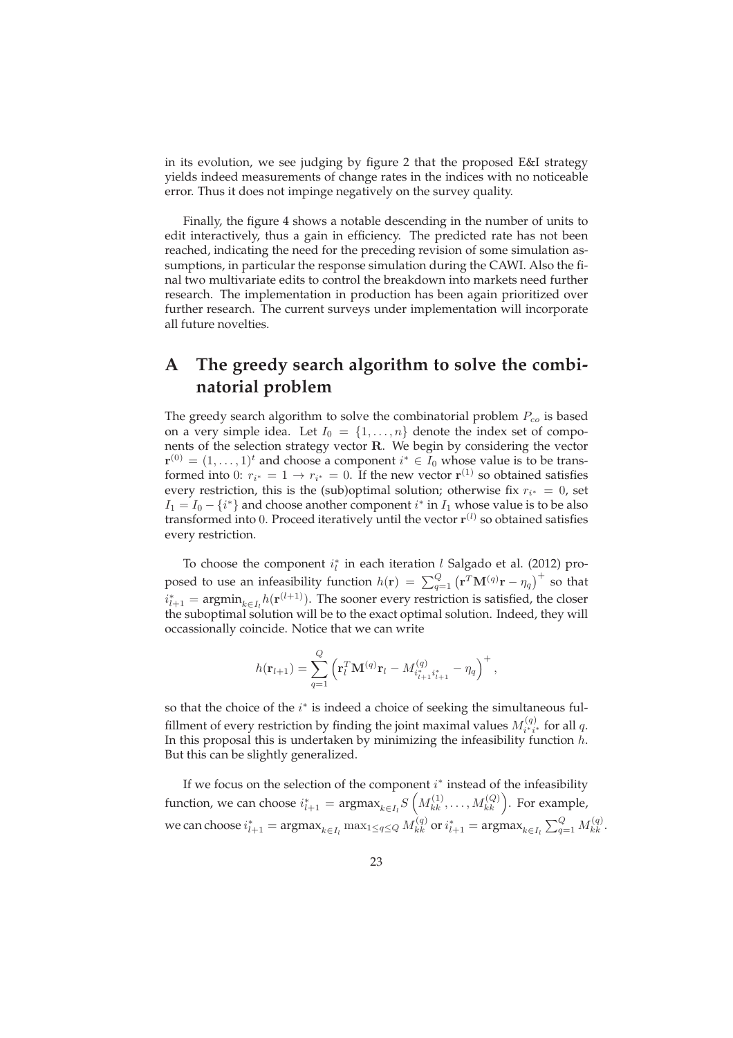in its evolution, we see judging by figure 2 that the proposed E&I strategy yields indeed measurements of change rates in the indices with no noticeable error. Thus it does not impinge negatively on the survey quality.

Finally, the figure 4 shows a notable descending in the number of units to edit interactively, thus a gain in efficiency. The predicted rate has not been reached, indicating the need for the preceding revision of some simulation assumptions, in particular the response simulation during the CAWI. Also the final two multivariate edits to control the breakdown into markets need further research. The implementation in production has been again prioritized over further research. The current surveys under implementation will incorporate all future novelties.

# A The greedy search algorithm to solve the combinatorial problem

The greedy search algorithm to solve the combinatorial problem $P_{co}$ is based on a very simple idea. Let $I_0 = \{1, \ldots, n\}$ denote the index set of components of the selection strategy vector $\mathbf{R}$. We begin by considering the vector $\mathbf{r}^{(0)} = (1, \ldots, 1)^t$ and choose a component $i^* \in I_0$ whose value is to be transformed into 0: $r_{i^*} = 1 \to r_{i^*} = 0$. If the new vector $\mathbf{r}^{(1)}$ so obtained satisfies every restriction, this is the (sub)optimal solution; otherwise fix $r_{i^*} = 0$, set $I_1 = I_0 - \{i^*\}$ and choose another component $i^*$ in $I_1$ whose value is to be also transformed into 0. Proceed iteratively until the vector $\mathbf{r}^{(l)}$ so obtained satisfies every restriction.

To choose the component $i^*_l$ in each iteration $l$ Salgado et al. (2012) proposed to use an infeasibility function $h(\mathbf{r}) = \sum_{q=1}^{Q} \left(\mathbf{r}^T \mathbf{M}^{(q)} \mathbf{r} - \eta_q\right)^+$ so that $i^*_{l+1} = \text{argmin}_{k \in I_l} h(\mathbf{r}^{(l+1)})$. The sooner every restriction is satisfied, the closer the suboptimal solution will be to the exact optimal solution. Indeed, they will occassionally coincide. Notice that we can write

$$h(\mathbf{r}_{l+1}) = \sum_{q=1}^{Q} \left( \mathbf{r}_l^T \mathbf{M}^{(q)} \mathbf{r}_l - M^{(q)}_{i^*_{l+1} i^*_{l+1}} - \eta_q \right)^+,$$

so that the choice of the $i^*$ is indeed a choice of seeking the simultaneous fulfillment of every restriction by finding the joint maximal values $M^{(q)}_{i^* i^*}$ for all $q$. In this proposal this is undertaken by minimizing the infeasibility function $h$. But this can be slightly generalized.

If we focus on the selection of the component $i^*$ instead of the infeasibility function, we can choose $i^*_{l+1} = \text{argmax}_{k \in I_l} S\left(M^{(1)}_{kk}, \ldots, M^{(Q)}_{kk}\right)$. For example, we can choose $i^*_{l+1} = \text{argmax}_{k \in I_l} \max_{1 \leq q \leq Q} M^{(q)}_{kk}$ or $i^*_{l+1} = \text{argmax}_{k \in I_l} \sum_{q=1}^{Q} M^{(q)}_{kk}$.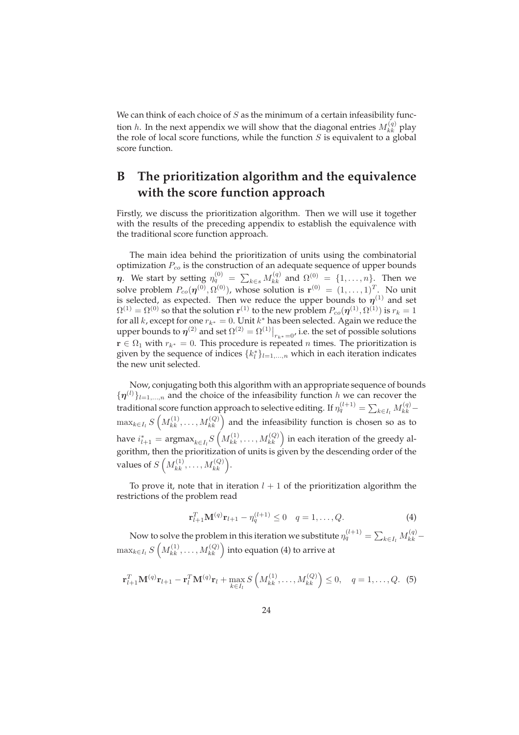We can think of each choice of $S$ as the minimum of a certain infeasibility function $h$. In the next appendix we will show that the diagonal entries $M_{kk}^{(q)}$ play the role of local score functions, while the function $S$ is equivalent to a global score function.

# B The prioritization algorithm and the equivalence with the score function approach

Firstly, we discuss the prioritization algorithm. Then we will use it together with the results of the preceding appendix to establish the equivalence with the traditional score function approach.

The main idea behind the prioritization of units using the combinatorial optimization $P_{co}$ is the construction of an adequate sequence of upper bounds $\boldsymbol{\eta}$. We start by setting $\eta_q^{(0)} = \sum_{k\in s} M_{kk}^{(q)}$ and $\Omega^{(0)} = \{1, \ldots, n\}$. Then we solve problem $P_{co}(\boldsymbol{\eta}^{(0)}, \Omega^{(0)})$, whose solution is $\mathbf{r}^{(0)} = (1, \ldots, 1)^T$. No unit is selected, as expected. Then we reduce the upper bounds to $\boldsymbol{\eta}^{(1)}$ and set $\Omega^{(1)} = \Omega^{(0)}$ so that the solution $\mathbf{r}^{(1)}$ to the new problem $P_{co}(\boldsymbol{\eta}^{(1)}, \Omega^{(1)})$ is $r_k = 1$ for all $k$, except for one $r_{k^*} = 0$. Unit $k^*$ has been selected. Again we reduce the upper bounds to $\boldsymbol{\eta}^{(2)}$ and set $\Omega^{(2)} = \Omega^{(1)}\big|_{r_{k^*}=0}$, i.e. the set of possible solutions $\mathbf{r} \in \Omega_1$ with $r_{k^*} = 0$. This procedure is repeated $n$ times. The prioritization is given by the sequence of indices $\{k_l^*\}_{l=1,\ldots,n}$ which in each iteration indicates the new unit selected.

Now, conjugating both this algorithm with an appropriate sequence of bounds $\{\boldsymbol{\eta}^{(l)}\}_{l=1,\ldots,n}$ and the choice of the infeasibility function $h$ we can recover the traditional score function approach to selective editing. If $\eta_q^{(l+1)} = \sum_{k\in I_l} M_{kk}^{(q)} - \max_{k\in I_l} S\left(M_{kk}^{(1)}, \ldots, M_{kk}^{(Q)}\right)$ and the infeasibility function is chosen so as to have $i_{l+1}^* = \text{argmax}_{k\in I_l} S\left(M_{kk}^{(1)}, \ldots, M_{kk}^{(Q)}\right)$ in each iteration of the greedy algorithm, then the prioritization of units is given by the descending order of the values of $S\left(M_{kk}^{(1)}, \ldots, M_{kk}^{(Q)}\right)$.

To prove it, note that in iteration $l+1$ of the prioritization algorithm the restrictions of the problem read

$$\mathbf{r}_{l+1}^T \mathbf{M}^{(q)} \mathbf{r}_{l+1} - \eta_q^{(l+1)} \leq 0 \quad q = 1, \ldots, Q. \tag{4}$$

Now to solve the problem in this iteration we substitute $\eta_q^{(l+1)} = \sum_{k\in I_l} M_{kk}^{(q)} - \max_{k\in I_l} S\left(M_{kk}^{(1)}, \ldots, M_{kk}^{(Q)}\right)$ into equation (4) to arrive at

$$\mathbf{r}_{l+1}^T \mathbf{M}^{(q)} \mathbf{r}_{l+1} - \mathbf{r}_l^T \mathbf{M}^{(q)} \mathbf{r}_l + \max_{k\in I_l} S\left(M_{kk}^{(1)}, \ldots, M_{kk}^{(Q)}\right) \leq 0, \quad q = 1, \ldots, Q. \tag{5}$$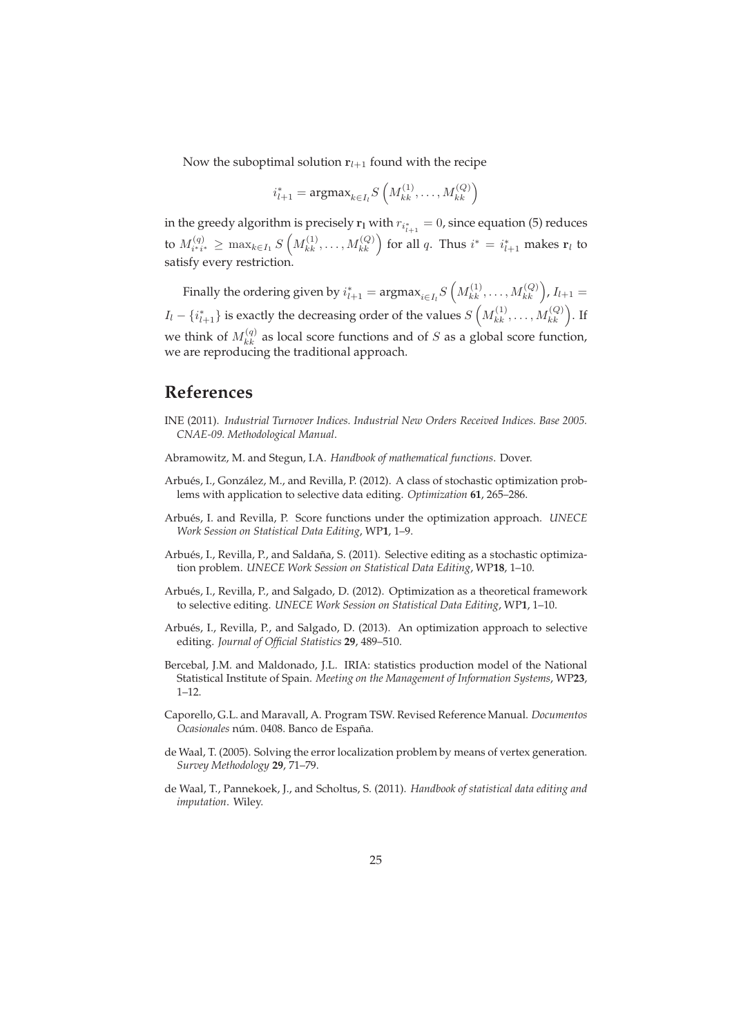Now the suboptimal solution $\mathbf{r}_{l+1}$ found with the recipe

$$i^*_{l+1} = \operatorname{argmax}_{k \in I_l} S\left(M^{(1)}_{kk}, \ldots, M^{(Q)}_{kk}\right)$$

in the greedy algorithm is precisely $\mathbf{r_l}$ with $r_{i^*_{l+1}} = 0$, since equation (5) reduces to $M^{(q)}_{i^*i^*} \geq \max_{k \in I_1} S\left(M^{(1)}_{kk}, \ldots, M^{(Q)}_{kk}\right)$ for all $q$. Thus $i^* = i^*_{l+1}$ makes $\mathbf{r}_l$ to satisfy every restriction.

Finally the ordering given by $i^*_{l+1} = \operatorname{argmax}_{i \in I_l} S\left(M^{(1)}_{kk}, \ldots, M^{(Q)}_{kk}\right)$, $I_{l+1} = I_l - \{i^*_{l+1}\}$ is exactly the decreasing order of the values $S\left(M^{(1)}_{kk}, \ldots, M^{(Q)}_{kk}\right)$. If we think of $M^{(q)}_{kk}$ as local score functions and of $S$ as a global score function, we are reproducing the traditional approach.

# References

INE (2011). *Industrial Turnover Indices. Industrial New Orders Received Indices. Base 2005. CNAE-09. Methodological Manual*.

Abramowitz, M. and Stegun, I.A. *Handbook of mathematical functions*. Dover.

Arbués, I., González, M., and Revilla, P. (2012). A class of stochastic optimization problems with application to selective data editing. *Optimization* **61**, 265–286.

Arbués, I. and Revilla, P. Score functions under the optimization approach. *UNECE Work Session on Statistical Data Editing*, WP**1**, 1–9.

Arbués, I., Revilla, P., and Saldaña, S. (2011). Selective editing as a stochastic optimization problem. *UNECE Work Session on Statistical Data Editing*, WP**18**, 1–10.

Arbués, I., Revilla, P., and Salgado, D. (2012). Optimization as a theoretical framework to selective editing. *UNECE Work Session on Statistical Data Editing*, WP**1**, 1–10.

Arbués, I., Revilla, P., and Salgado, D. (2013). An optimization approach to selective editing. *Journal of Official Statistics* **29**, 489–510.

Bercebal, J.M. and Maldonado, J.L. IRIA: statistics production model of the National Statistical Institute of Spain. *Meeting on the Management of Information Systems*, WP**23**, 1–12.

Caporello, G.L. and Maravall, A. Program TSW. Revised Reference Manual. *Documentos Ocasionales* núm. 0408. Banco de España.

de Waal, T. (2005). Solving the error localization problem by means of vertex generation. *Survey Methodology* **29**, 71–79.

de Waal, T., Pannekoek, J., and Scholtus, S. (2011). *Handbook of statistical data editing and imputation*. Wiley.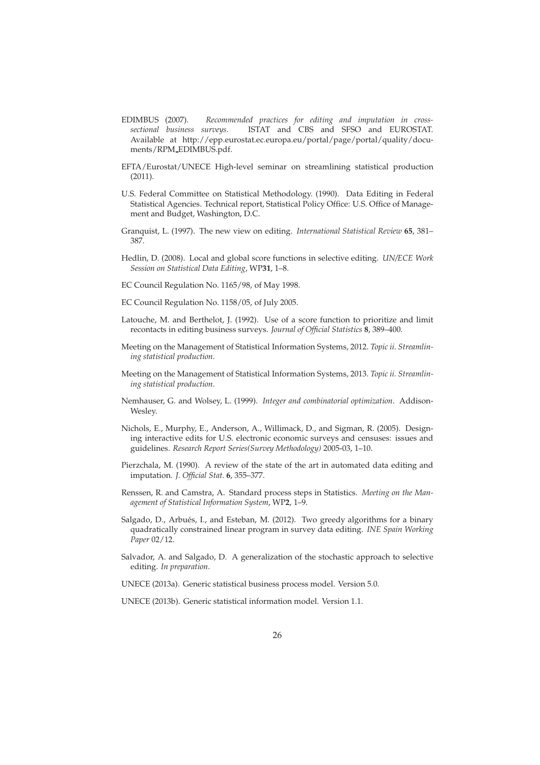EDIMBUS (2007). *Recommended practices for editing and imputation in cross-sectional business surveys*. ISTAT and CBS and SFSO and EUROSTAT. Available at http://epp.eurostat.ec.europa.eu/portal/page/portal/quality/documents/RPM_EDIMBUS.pdf.

EFTA/Eurostat/UNECE High-level seminar on streamlining statistical production (2011).

U.S. Federal Committee on Statistical Methodology. (1990). Data Editing in Federal Statistical Agencies. Technical report, Statistical Policy Office: U.S. Office of Management and Budget, Washington, D.C.

Granquist, L. (1997). The new view on editing. *International Statistical Review* **65**, 381–387.

Hedlin, D. (2008). Local and global score functions in selective editing. *UN/ECE Work Session on Statistical Data Editing*, WP**31**, 1–8.

EC Council Regulation No. 1165/98, of May 1998.

EC Council Regulation No. 1158/05, of July 2005.

Latouche, M. and Berthelot, J. (1992). Use of a score function to prioritize and limit recontacts in editing business surveys. *Journal of Official Statistics* **8**, 389–400.

Meeting on the Management of Statistical Information Systems, 2012. *Topic ii. Streamlining statistical production*.

Meeting on the Management of Statistical Information Systems, 2013. *Topic ii. Streamlining statistical production*.

Nemhauser, G. and Wolsey, L. (1999). *Integer and combinatorial optimization*. Addison-Wesley.

Nichols, E., Murphy, E., Anderson, A., Willimack, D., and Sigman, R. (2005). Designing interactive edits for U.S. electronic economic surveys and censuses: issues and guidelines. *Research Report Series(Survey Methodology)* 2005-03, 1–10.

Pierzchala, M. (1990). A review of the state of the art in automated data editing and imputation. *J. Official Stat.* **6**, 355–377.

Renssen, R. and Camstra, A. Standard process steps in Statistics. *Meeting on the Management of Statistical Information System*, WP**2**, 1–9.

Salgado, D., Arbués, I., and Esteban, M. (2012). Two greedy algorithms for a binary quadratically constrained linear program in survey data editing. *INE Spain Working Paper* 02/12.

Salvador, A. and Salgado, D. A generalization of the stochastic approach to selective editing. *In preparation*.

UNECE (2013a). Generic statistical business process model. Version 5.0.

UNECE (2013b). Generic statistical information model. Version 1.1.